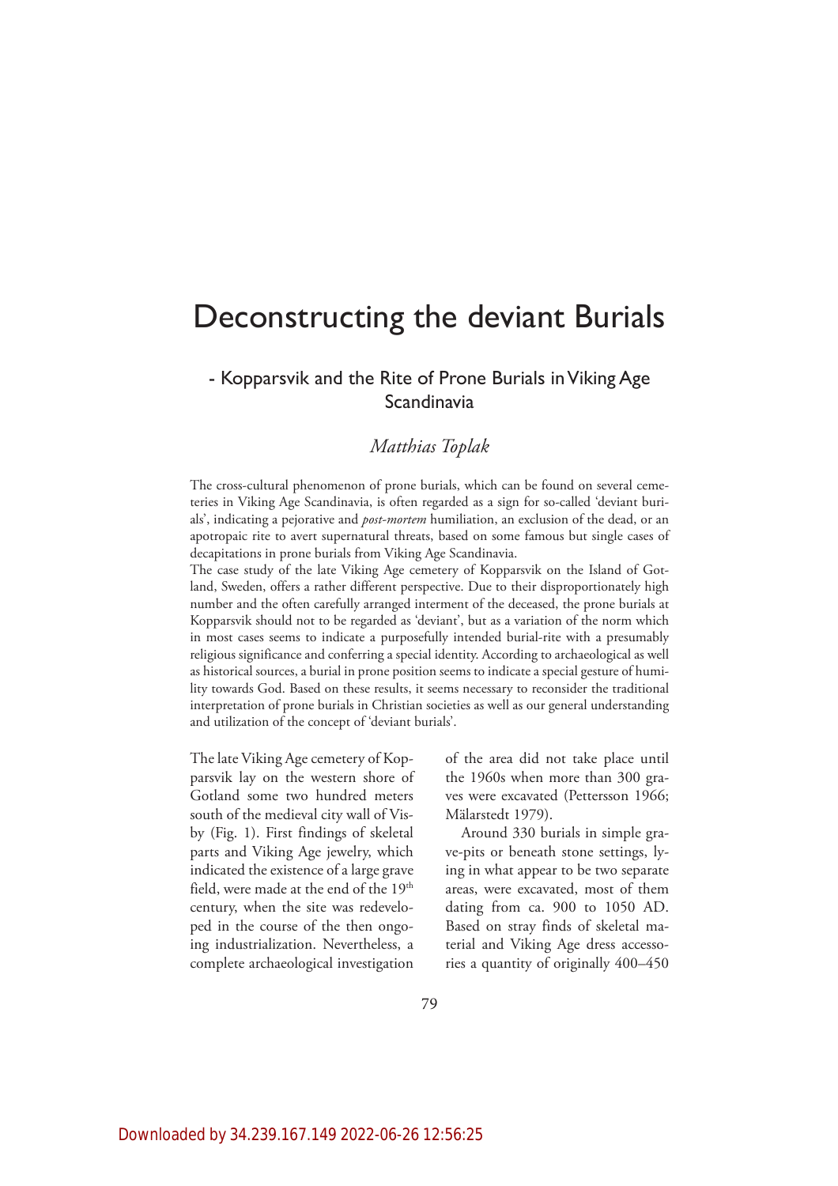# Deconstructing the deviant Burials

## - Kopparsvik and the Rite of Prone Burials in Viking Age Scandinavia

*Matthias Toplak*

The cross-cultural phenomenon of prone burials, which can be found on several cemeteries in Viking Age Scandinavia, is often regarded as a sign for so-called 'deviant burials', indicating a pejorative and *post-mortem* humiliation, an exclusion of the dead, or an apotropaic rite to avert supernatural threats, based on some famous but single cases of decapitations in prone burials from Viking Age Scandinavia.

The case study of the late Viking Age cemetery of Kopparsvik on the Island of Gotland, Sweden, offers a rather different perspective. Due to their disproportionately high number and the often carefully arranged interment of the deceased, the prone burials at Kopparsvik should not to be regarded as 'deviant', but as a variation of the norm which in most cases seems to indicate a purposefully intended burial-rite with a presumably religious significance and conferring a special identity. According to archaeological as well as historical sources, a burial in prone position seems to indicate a special gesture of humility towards God. Based on these results, it seems necessary to reconsider the traditional interpretation of prone burials in Christian societies as well as our general understanding and utilization of the concept of 'deviant burials'.

The late Viking Age cemetery of Kopparsvik lay on the western shore of Gotland some two hundred meters south of the medieval city wall of Visby (Fig. 1). First findings of skeletal parts and Viking Age jewelry, which indicated the existence of a large grave field, were made at the end of the 19th century, when the site was redeveloped in the course of the then ongoing industrialization. Nevertheless, a complete archaeological investigation of the area did not take place until the 1960s when more than 300 graves were excavated (Pettersson 1966; Mälarstedt 1979).

Around 330 burials in simple grave-pits or beneath stone settings, lying in what appear to be two separate areas, were excavated, most of them dating from ca. 900 to 1050 AD. Based on stray finds of skeletal material and Viking Age dress accessories a quantity of originally 400–450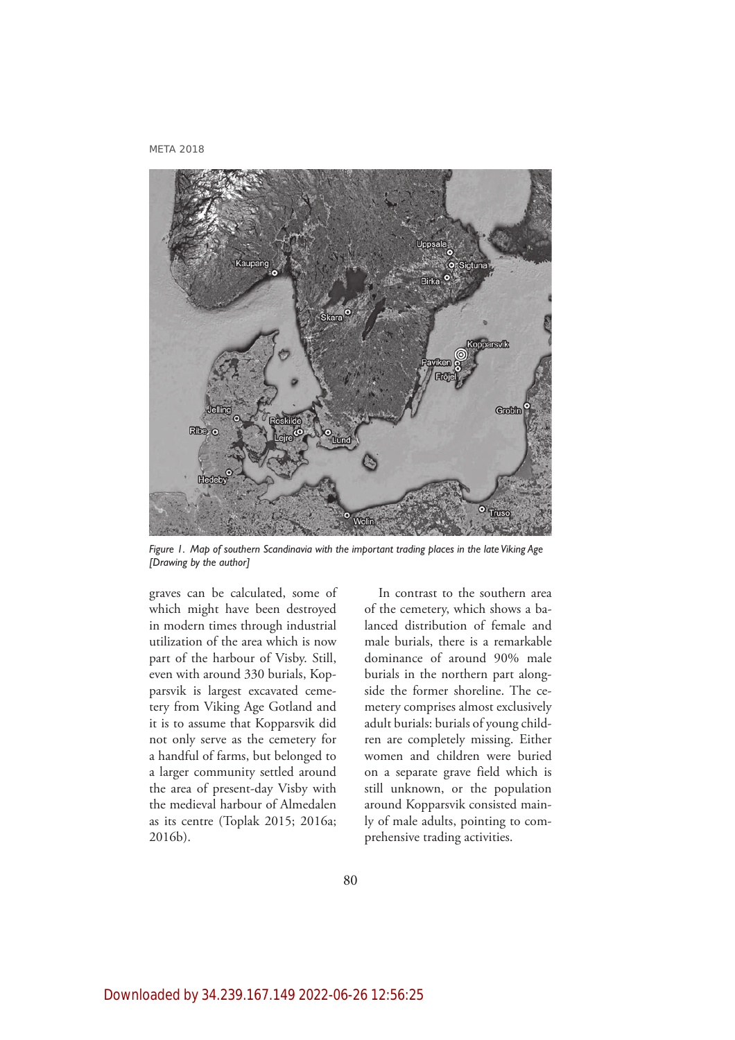*Figure 1. Map of southern Scandinavia with the important trading places in the late Viking Age [Drawing by the author]*

graves can be calculated, some of which might have been destroyed in modern times through industrial utilization of the area which is now part of the harbour of Visby. Still, even with around 330 burials, Kopparsvik is largest excavated cemetery from Viking Age Gotland and it is to assume that Kopparsvik did not only serve as the cemetery for a handful of farms, but belonged to a larger community settled around the area of present-day Visby with the medieval harbour of Almedalen as its centre (Toplak 2015; 2016a; 2016b).

In contrast to the southern area of the cemetery, which shows a balanced distribution of female and male burials, there is a remarkable dominance of around 90% male burials in the northern part alongside the former shoreline. The cemetery comprises almost exclusively adult burials: burials of young children are completely missing. Either women and children were buried on a separate grave field which is still unknown, or the population around Kopparsvik consisted mainly of male adults, pointing to comprehensive trading activities.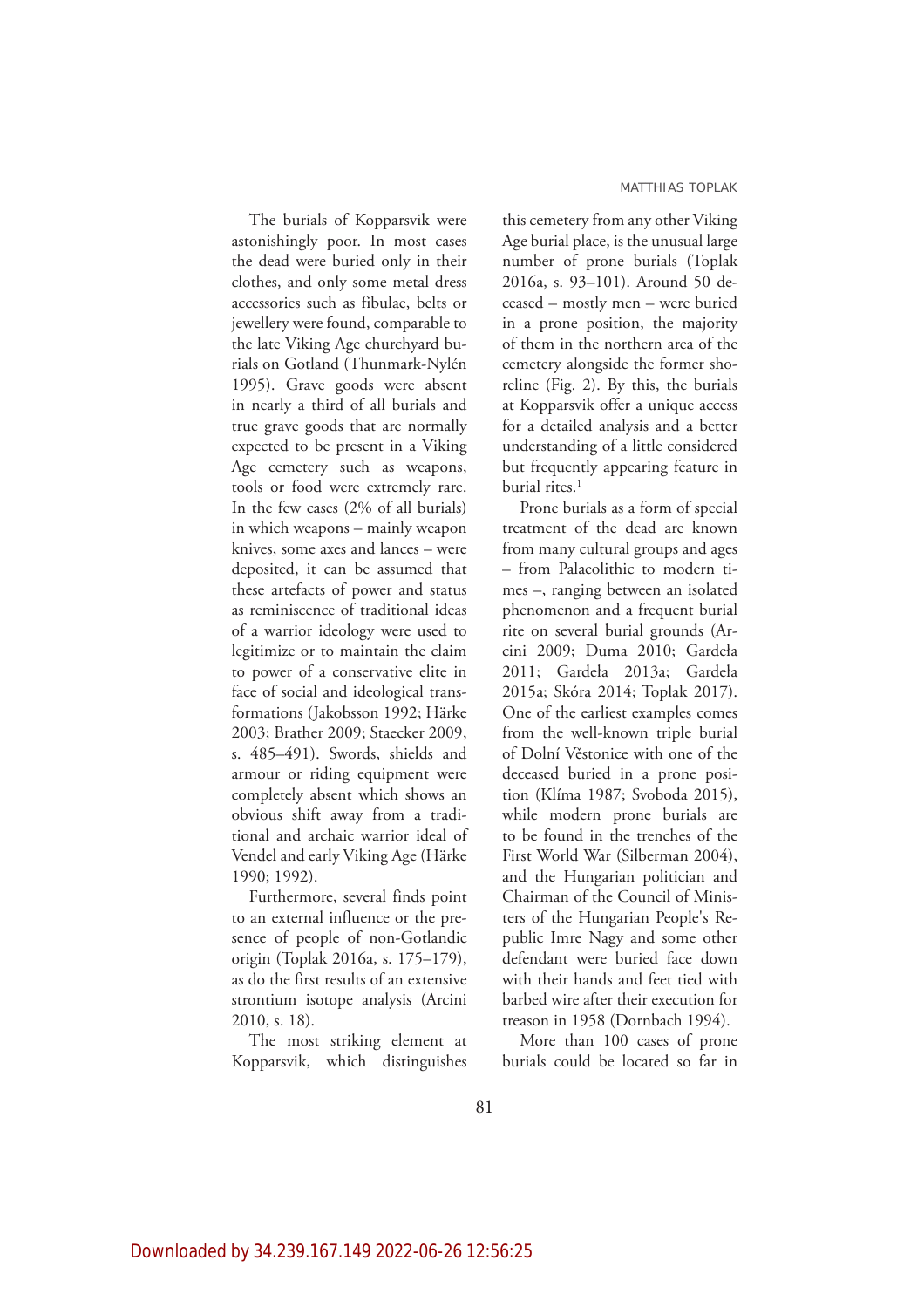The burials of Kopparsvik were astonishingly poor. In most cases the dead were buried only in their clothes, and only some metal dress accessories such as fibulae, belts or jewellery were found, comparable to the late Viking Age churchyard burials on Gotland (Thunmark-Nylén 1995). Grave goods were absent in nearly a third of all burials and true grave goods that are normally expected to be present in a Viking Age cemetery such as weapons, tools or food were extremely rare. In the few cases (2% of all burials) in which weapons – mainly weapon knives, some axes and lances – were deposited, it can be assumed that these artefacts of power and status as reminiscence of traditional ideas of a warrior ideology were used to legitimize or to maintain the claim to power of a conservative elite in face of social and ideological transformations (Jakobsson 1992; Härke 2003; Brather 2009; Staecker 2009, s. 485–491). Swords, shields and armour or riding equipment were completely absent which shows an obvious shift away from a traditional and archaic warrior ideal of Vendel and early Viking Age (Härke 1990; 1992).

Furthermore, several finds point to an external influence or the presence of people of non-Gotlandic origin (Toplak 2016a, s. 175–179), as do the first results of an extensive strontium isotope analysis (Arcini 2010, s. 18).

The most striking element at Kopparsvik, which distinguishes this cemetery from any other Viking Age burial place, is the unusual large number of prone burials (Toplak 2016a, s. 93–101). Around 50 deceased – mostly men – were buried in a prone position, the majority of them in the northern area of the cemetery alongside the former shoreline (Fig. 2). By this, the burials at Kopparsvik offer a unique access for a detailed analysis and a better understanding of a little considered but frequently appearing feature in burial rites.[1]

Prone burials as a form of special treatment of the dead are known from many cultural groups and ages – from Palaeolithic to modern times –, ranging between an isolated phenomenon and a frequent burial rite on several burial grounds (Arcini 2009; Duma 2010; Gardeła 2011; Gardeła 2013a; Gardeła 2015a; Skóra 2014; Toplak 2017). One of the earliest examples comes from the well-known triple burial of Dolní Věstonice with one of the deceased buried in a prone position (Klíma 1987; Svoboda 2015), while modern prone burials are to be found in the trenches of the First World War (Silberman 2004), and the Hungarian politician and Chairman of the Council of Ministers of the Hungarian People's Republic Imre Nagy and some other defendant were buried face down with their hands and feet tied with barbed wire after their execution for treason in 1958 (Dornbach 1994).

More than 100 cases of prone burials could be located so far in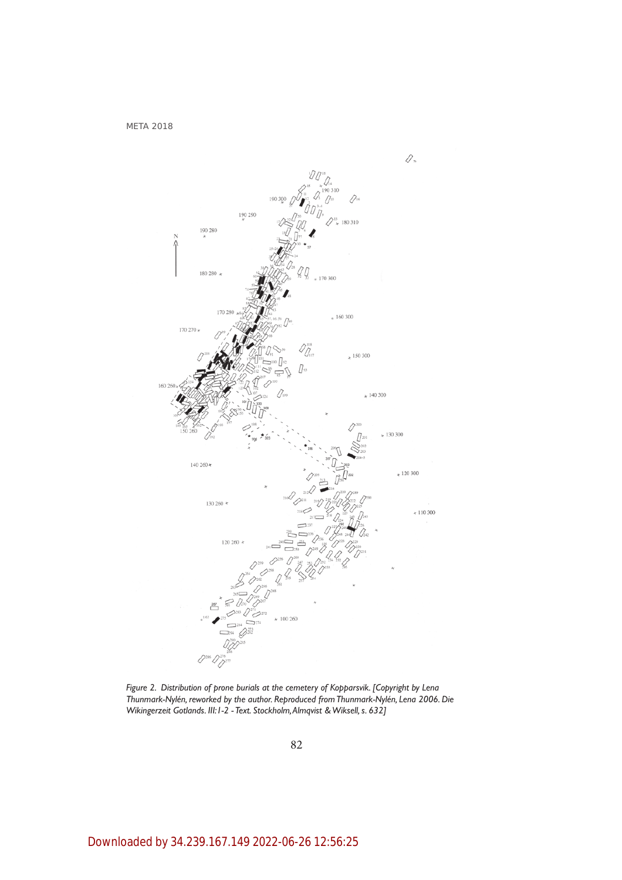*Figure 2. Distribution of prone burials at the cemetery of Kopparsvik. [Copyright by Lena Thunmark-Nylén, reworked by the author. Reproduced from Thunmark-Nylén, Lena 2006. Die Wikingerzeit Gotlands. III:1-2 - Text. Stockholm, Almqvist & Wiksell, s. 632]*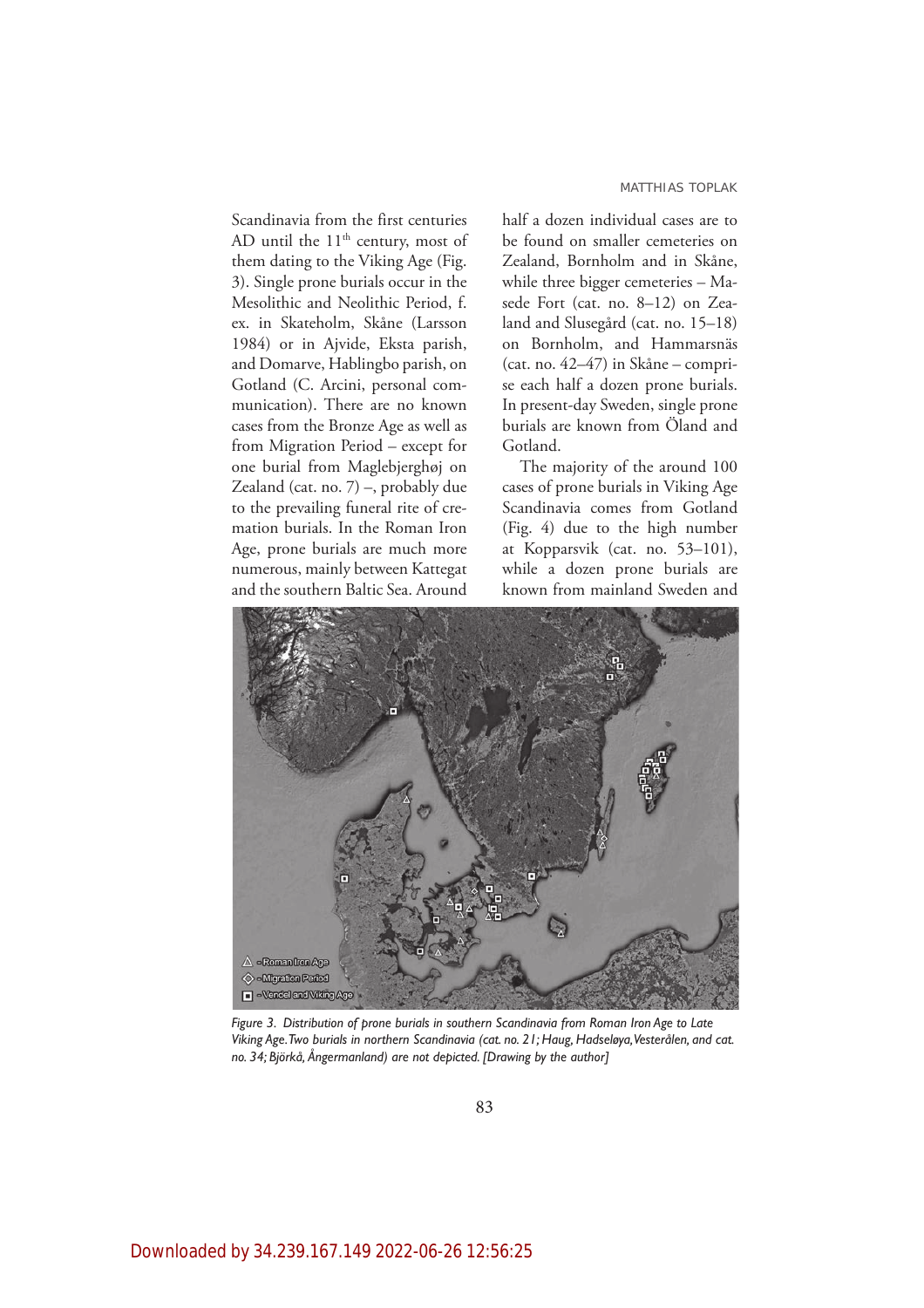Scandinavia from the first centuries AD until the 11th century, most of them dating to the Viking Age (Fig. 3). Single prone burials occur in the Mesolithic and Neolithic Period, f. ex. in Skateholm, Skåne (Larsson 1984) or in Ajvide, Eksta parish, and Domarve, Hablingbo parish, on Gotland (C. Arcini, personal communication). There are no known cases from the Bronze Age as well as from Migration Period – except for one burial from Maglebjerghøj on Zealand (cat. no. 7) –, probably due to the prevailing funeral rite of cremation burials. In the Roman Iron Age, prone burials are much more numerous, mainly between Kattegat and the southern Baltic Sea. Around half a dozen individual cases are to be found on smaller cemeteries on Zealand, Bornholm and in Skåne, while three bigger cemeteries – Masede Fort (cat. no. 8–12) on Zealand and Slusegård (cat. no. 15–18) on Bornholm, and Hammarsnäs (cat. no. 42–47) in Skåne – comprise each half a dozen prone burials. In present-day Sweden, single prone burials are known from Öland and Gotland.

The majority of the around 100 cases of prone burials in Viking Age Scandinavia comes from Gotland (Fig. 4) due to the high number at Kopparsvik (cat. no. 53–101), while a dozen prone burials are known from mainland Sweden and

*Figure 3. Distribution of prone burials in southern Scandinavia from Roman Iron Age to Late Viking Age. Two burials in northern Scandinavia (cat. no. 21; Haug, Hadseløya, Vesterålen, and cat. no. 34; Björkå, Ångermanland) are not depicted. [Drawing by the author]*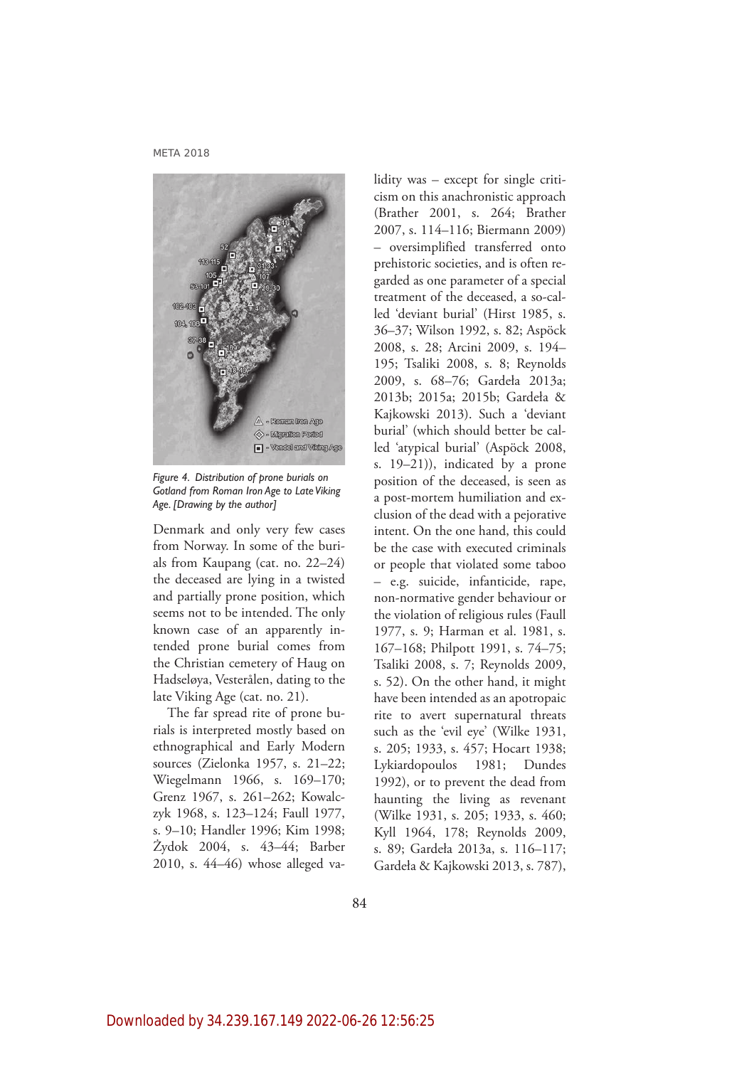*Figure 4. Distribution of prone burials on Gotland from Roman Iron Age to Late Viking Age. [Drawing by the author]*

Denmark and only very few cases from Norway. In some of the burials from Kaupang (cat. no. 22–24) the deceased are lying in a twisted and partially prone position, which seems not to be intended. The only known case of an apparently intended prone burial comes from the Christian cemetery of Haug on Hadseløya, Vesterålen, dating to the late Viking Age (cat. no. 21).

The far spread rite of prone burials is interpreted mostly based on ethnographical and Early Modern sources (Zielonka 1957, s. 21–22; Wiegelmann 1966, s. 169–170; Grenz 1967, s. 261–262; Kowalczyk 1968, s. 123–124; Faull 1977, s. 9–10; Handler 1996; Kim 1998; Żydok 2004, s. 43–44; Barber 2010, s. 44–46) whose alleged validity was – except for single criticism on this anachronistic approach (Brather 2001, s. 264; Brather 2007, s. 114–116; Biermann 2009) – oversimplified transferred onto prehistoric societies, and is often regarded as one parameter of a special treatment of the deceased, a so-called 'deviant burial' (Hirst 1985, s. 36–37; Wilson 1992, s. 82; Aspöck 2008, s. 28; Arcini 2009, s. 194–195; Tsaliki 2008, s. 8; Reynolds 2009, s. 68–76; Gardeła 2013a; 2013b; 2015a; 2015b; Gardeła & Kajkowski 2013). Such a 'deviant burial' (which should better be called 'atypical burial' (Aspöck 2008, s. 19–21)), indicated by a prone position of the deceased, is seen as a post-mortem humiliation and exclusion of the dead with a pejorative intent. On the one hand, this could be the case with executed criminals or people that violated some taboo – e.g. suicide, infanticide, rape, non-normative gender behaviour or the violation of religious rules (Faull 1977, s. 9; Harman et al. 1981, s. 167–168; Philpott 1991, s. 74–75; Tsaliki 2008, s. 7; Reynolds 2009, s. 52). On the other hand, it might have been intended as an apotropaic rite to avert supernatural threats such as the 'evil eye' (Wilke 1931, s. 205; 1933, s. 457; Hocart 1938; Lykiardopoulos 1981; Dundes 1992), or to prevent the dead from haunting the living as revenant (Wilke 1931, s. 205; 1933, s. 460; Kyll 1964, 178; Reynolds 2009, s. 89; Gardeła 2013a, s. 116–117; Gardeła & Kajkowski 2013, s. 787),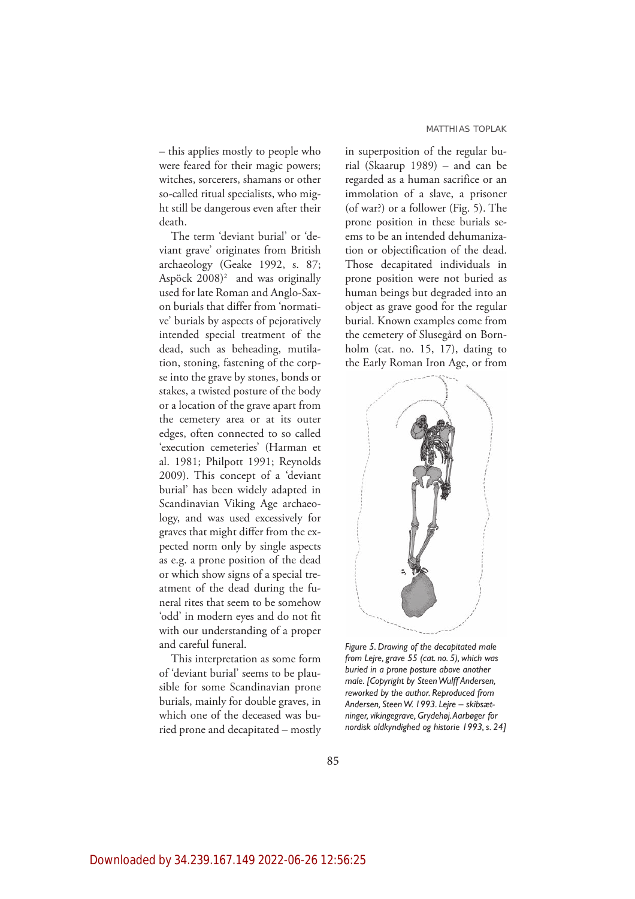– this applies mostly to people who were feared for their magic powers; witches, sorcerers, shamans or other so-called ritual specialists, who might still be dangerous even after their death.

The term 'deviant burial' or 'deviant grave' originates from British archaeology (Geake 1992, s. 87; Aspöck 2008)[2] and was originally used for late Roman and Anglo-Saxon burials that differ from 'normative' burials by aspects of pejoratively intended special treatment of the dead, such as beheading, mutilation, stoning, fastening of the corpse into the grave by stones, bonds or stakes, a twisted posture of the body or a location of the grave apart from the cemetery area or at its outer edges, often connected to so called 'execution cemeteries' (Harman et al. 1981; Philpott 1991; Reynolds 2009). This concept of a 'deviant burial' has been widely adapted in Scandinavian Viking Age archaeology, and was used excessively for graves that might differ from the expected norm only by single aspects as e.g. a prone position of the dead or which show signs of a special treatment of the dead during the funeral rites that seem to be somehow 'odd' in modern eyes and do not fit with our understanding of a proper and careful funeral.

This interpretation as some form of 'deviant burial' seems to be plausible for some Scandinavian prone burials, mainly for double graves, in which one of the deceased was buried prone and decapitated – mostly in superposition of the regular burial (Skaarup 1989) – and can be regarded as a human sacrifice or an immolation of a slave, a prisoner (of war?) or a follower (Fig. 5). The prone position in these burials seems to be an intended dehumanization or objectification of the dead. Those decapitated individuals in prone position were not buried as human beings but degraded into an object as grave good for the regular burial. Known examples come from the cemetery of Slusegård on Bornholm (cat. no. 15, 17), dating to the Early Roman Iron Age, or from

*Figure 5. Drawing of the decapitated male from Lejre, grave 55 (cat. no. 5), which was buried in a prone posture above another male. [Copyright by Steen Wulff Andersen, reworked by the author. Reproduced from Andersen, Steen W. 1993. Lejre – skibsætninger, vikingegrave, Grydehøj. Aarbøger for nordisk oldkyndighed og historie 1993, s. 24]*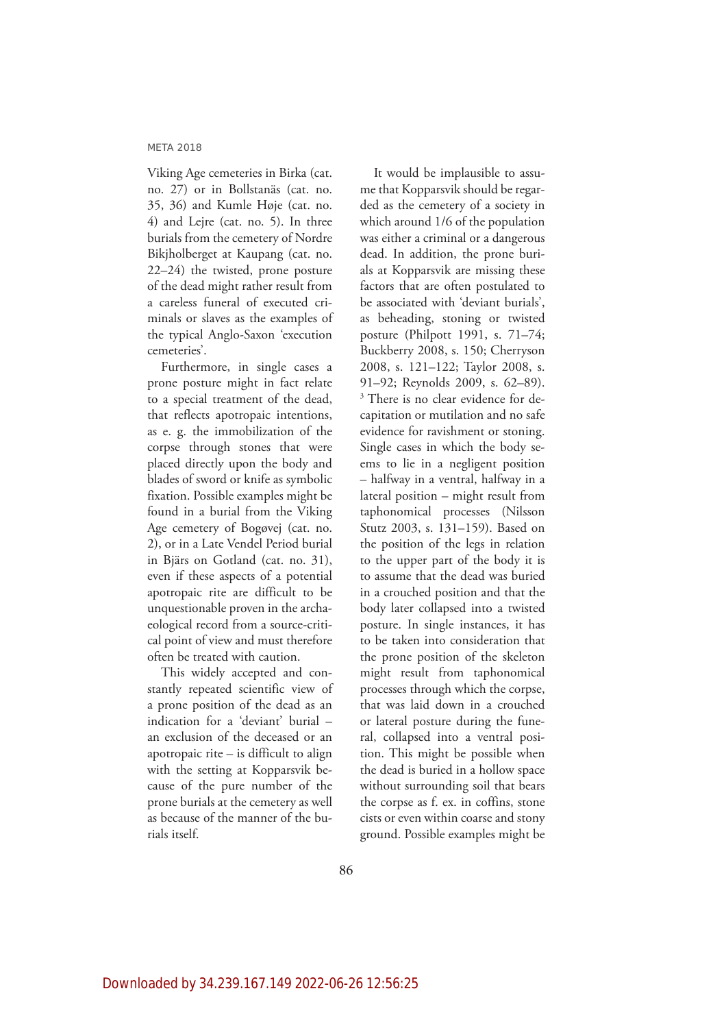Viking Age cemeteries in Birka (cat. no. 27) or in Bollstanäs (cat. no. 35, 36) and Kumle Høje (cat. no. 4) and Lejre (cat. no. 5). In three burials from the cemetery of Nordre Bikjholberget at Kaupang (cat. no. 22–24) the twisted, prone posture of the dead might rather result from a careless funeral of executed criminals or slaves as the examples of the typical Anglo-Saxon 'execution cemeteries'.

Furthermore, in single cases a prone posture might in fact relate to a special treatment of the dead, that reflects apotropaic intentions, as e. g. the immobilization of the corpse through stones that were placed directly upon the body and blades of sword or knife as symbolic fixation. Possible examples might be found in a burial from the Viking Age cemetery of Bogøvej (cat. no. 2), or in a Late Vendel Period burial in Bjärs on Gotland (cat. no. 31), even if these aspects of a potential apotropaic rite are difficult to be unquestionable proven in the archaeological record from a source-critical point of view and must therefore often be treated with caution.

This widely accepted and constantly repeated scientific view of a prone position of the dead as an indication for a 'deviant' burial – an exclusion of the deceased or an apotropaic rite – is difficult to align with the setting at Kopparsvik because of the pure number of the prone burials at the cemetery as well as because of the manner of the burials itself.

It would be implausible to assume that Kopparsvik should be regarded as the cemetery of a society in which around 1/6 of the population was either a criminal or a dangerous dead. In addition, the prone burials at Kopparsvik are missing these factors that are often postulated to be associated with 'deviant burials', as beheading, stoning or twisted posture (Philpott 1991, s. 71–74; Buckberry 2008, s. 150; Cherryson 2008, s. 121–122; Taylor 2008, s. 91–92; Reynolds 2009, s. 62–89).[3] There is no clear evidence for decapitation or mutilation and no safe evidence for ravishment or stoning. Single cases in which the body seems to lie in a negligent position – halfway in a ventral, halfway in a lateral position – might result from taphonomical processes (Nilsson Stutz 2003, s. 131–159). Based on the position of the legs in relation to the upper part of the body it is to assume that the dead was buried in a crouched position and that the body later collapsed into a twisted posture. In single instances, it has to be taken into consideration that the prone position of the skeleton might result from taphonomical processes through which the corpse, that was laid down in a crouched or lateral posture during the funeral, collapsed into a ventral position. This might be possible when the dead is buried in a hollow space without surrounding soil that bears the corpse as f. ex. in coffins, stone cists or even within coarse and stony ground. Possible examples might be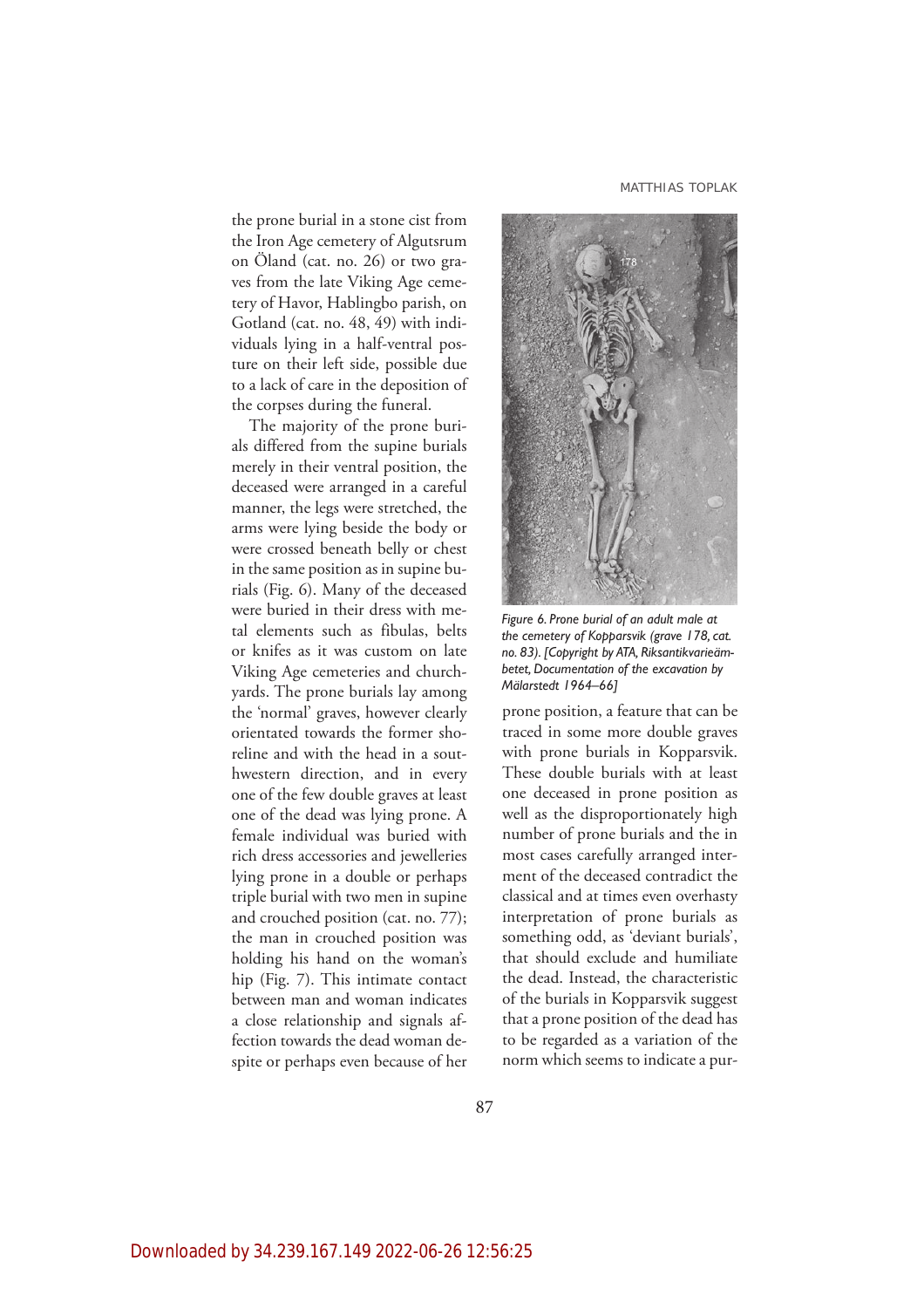the prone burial in a stone cist from the Iron Age cemetery of Algutsrum on Öland (cat. no. 26) or two graves from the late Viking Age cemetery of Havor, Hablingbo parish, on Gotland (cat. no. 48, 49) with individuals lying in a half-ventral posture on their left side, possible due to a lack of care in the deposition of the corpses during the funeral.

The majority of the prone burials differed from the supine burials merely in their ventral position, the deceased were arranged in a careful manner, the legs were stretched, the arms were lying beside the body or were crossed beneath belly or chest in the same position as in supine burials (Fig. 6). Many of the deceased were buried in their dress with metal elements such as fibulas, belts or knifes as it was custom on late Viking Age cemeteries and churchyards. The prone burials lay among the 'normal' graves, however clearly orientated towards the former shoreline and with the head in a southwestern direction, and in every one of the few double graves at least one of the dead was lying prone. A female individual was buried with rich dress accessories and jewelleries lying prone in a double or perhaps triple burial with two men in supine and crouched position (cat. no. 77); the man in crouched position was holding his hand on the woman's hip (Fig. 7). This intimate contact between man and woman indicates a close relationship and signals affection towards the dead woman despite or perhaps even because of her prone position, a feature that can be traced in some more double graves with prone burials in Kopparsvik. These double burials with at least one deceased in prone position as well as the disproportionately high number of prone burials and the in most cases carefully arranged interment of the deceased contradict the classical and at times even overhasty interpretation of prone burials as something odd, as 'deviant burials', that should exclude and humiliate the dead. Instead, the characteristic of the burials in Kopparsvik suggest that a prone position of the dead has to be regarded as a variation of the norm which seems to indicate a pur-

*Figure 6. Prone burial of an adult male at the cemetery of Kopparsvik (grave 178, cat. no. 83). [Copyright by ATA, Riksantikvarieämbetet, Documentation of the excavation by Mälarstedt 1964–66]*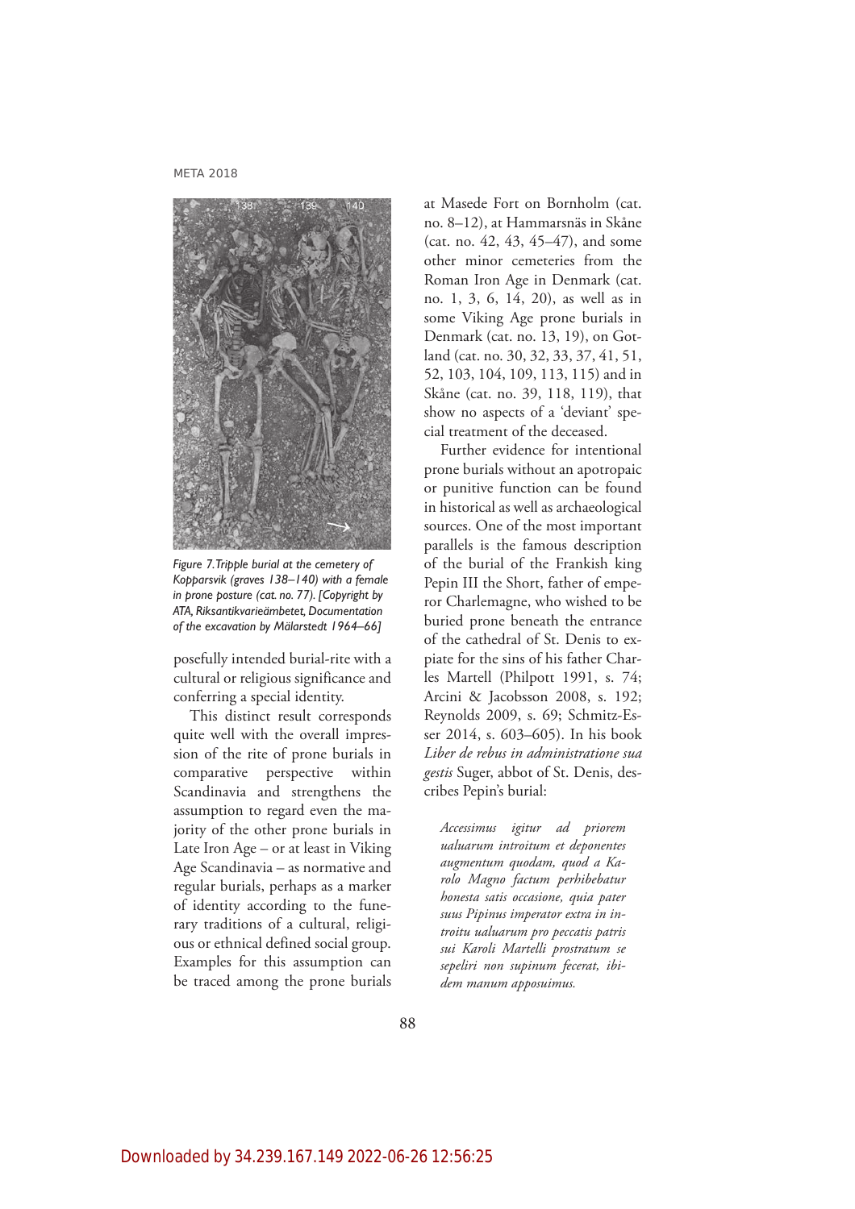Figure 7. Tripple burial at the cemetery of Kopparsvik (graves 138–140) with a female in prone posture (cat. no. 77). [Copyright by ATA, Riksantikvarieämbetet, Documentation of the excavation by Mälarstedt 1964–66]

posefully intended burial-rite with a cultural or religious significance and conferring a special identity.

This distinct result corresponds quite well with the overall impression of the rite of prone burials in comparative perspective within Scandinavia and strengthens the assumption to regard even the majority of the other prone burials in Late Iron Age – or at least in Viking Age Scandinavia – as normative and regular burials, perhaps as a marker of identity according to the funerary traditions of a cultural, religious or ethnical defined social group. Examples for this assumption can be traced among the prone burials at Masede Fort on Bornholm (cat. no. 8–12), at Hammarsnäs in Skåne (cat. no. 42, 43, 45–47), and some other minor cemeteries from the Roman Iron Age in Denmark (cat. no. 1, 3, 6, 14, 20), as well as in some Viking Age prone burials in Denmark (cat. no. 13, 19), on Gotland (cat. no. 30, 32, 33, 37, 41, 51, 52, 103, 104, 109, 113, 115) and in Skåne (cat. no. 39, 118, 119), that show no aspects of a 'deviant' special treatment of the deceased.

Further evidence for intentional prone burials without an apotropaic or punitive function can be found in historical as well as archaeological sources. One of the most important parallels is the famous description of the burial of the Frankish king Pepin III the Short, father of emperor Charlemagne, who wished to be buried prone beneath the entrance of the cathedral of St. Denis to expiate for the sins of his father Charles Martell (Philpott 1991, s. 74; Arcini & Jacobsson 2008, s. 192; Reynolds 2009, s. 69; Schmitz-Esser 2014, s. 603–605). In his book *Liber de rebus in administratione sua gestis* Suger, abbot of St. Denis, describes Pepin's burial:

> *Accessimus igitur ad priorem ualuarum introitum et deponentes augmentum quodam, quod a Karolo Magno factum perhibebatur honesta satis occasione, quia pater suus Pipinus imperator extra in introitu ualuarum pro peccatis patris sui Karoli Martelli prostratum se sepeliri non supinum fecerat, ibidem manum apposuimus.*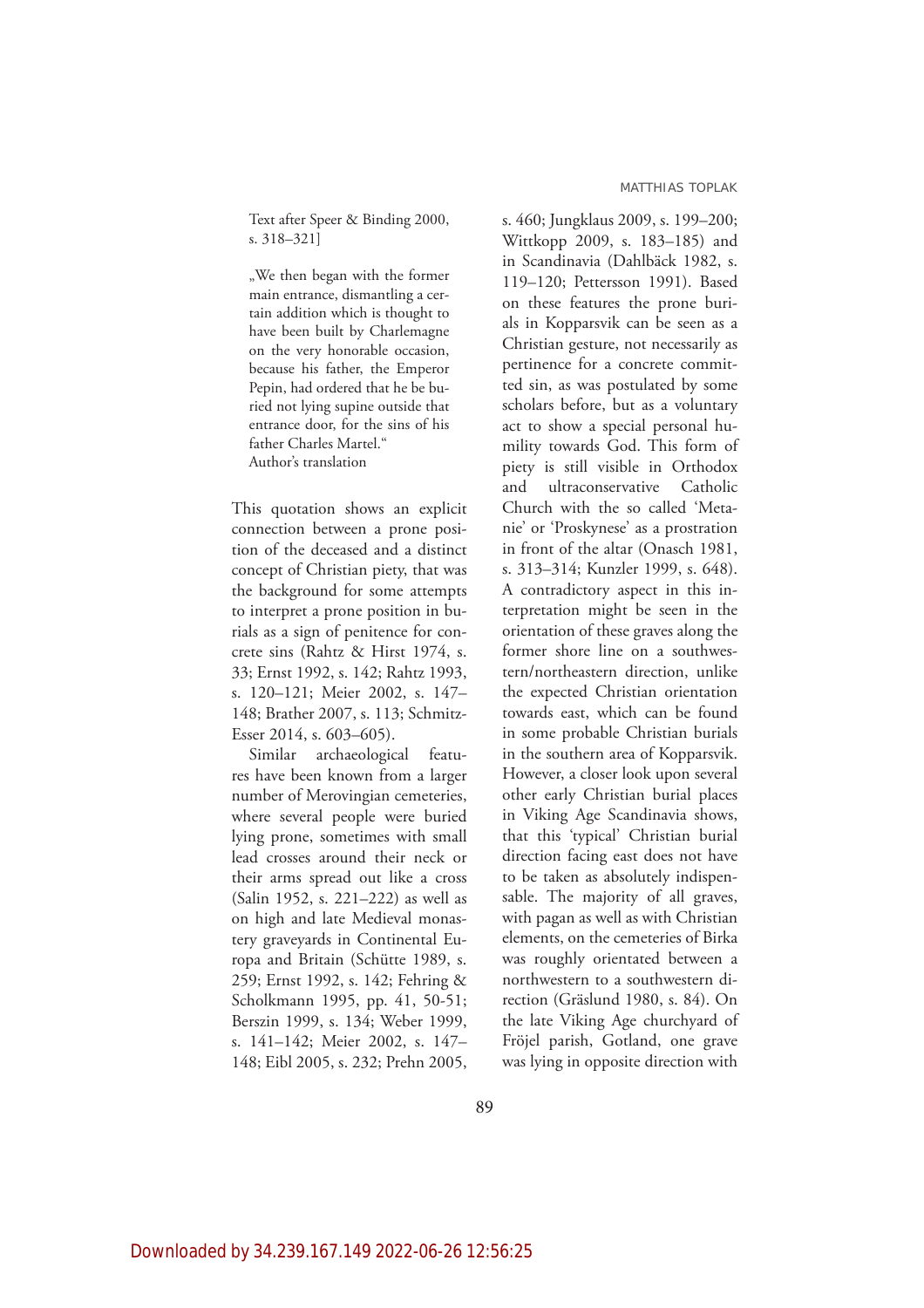Text after Speer & Binding 2000, s. 318–321]

„We then began with the former main entrance, dismantling a certain addition which is thought to have been built by Charlemagne on the very honorable occasion, because his father, the Emperor Pepin, had ordered that he be buried not lying supine outside that entrance door, for the sins of his father Charles Martel."
Author's translation

This quotation shows an explicit connection between a prone position of the deceased and a distinct concept of Christian piety, that was the background for some attempts to interpret a prone position in burials as a sign of penitence for concrete sins (Rahtz & Hirst 1974, s. 33; Ernst 1992, s. 142; Rahtz 1993, s. 120–121; Meier 2002, s. 147–148; Brather 2007, s. 113; Schmitz-Esser 2014, s. 603–605).

Similar archaeological features have been known from a larger number of Merovingian cemeteries, where several people were buried lying prone, sometimes with small lead crosses around their neck or their arms spread out like a cross (Salin 1952, s. 221–222) as well as on high and late Medieval monastery graveyards in Continental Europa and Britain (Schütte 1989, s. 259; Ernst 1992, s. 142; Fehring & Scholkmann 1995, pp. 41, 50-51; Berszin 1999, s. 134; Weber 1999, s. 141–142; Meier 2002, s. 147–148; Eibl 2005, s. 232; Prehn 2005, s. 460; Jungklaus 2009, s. 199–200; Wittkopp 2009, s. 183–185) and in Scandinavia (Dahlbäck 1982, s. 119–120; Pettersson 1991). Based on these features the prone burials in Kopparsvik can be seen as a Christian gesture, not necessarily as pertinence for a concrete committed sin, as was postulated by some scholars before, but as a voluntary act to show a special personal humility towards God. This form of piety is still visible in Orthodox and ultraconservative Catholic Church with the so called 'Metanie' or 'Proskynese' as a prostration in front of the altar (Onasch 1981, s. 313–314; Kunzler 1999, s. 648). A contradictory aspect in this interpretation might be seen in the orientation of these graves along the former shore line on a southwestern/northeastern direction, unlike the expected Christian orientation towards east, which can be found in some probable Christian burials in the southern area of Kopparsvik. However, a closer look upon several other early Christian burial places in Viking Age Scandinavia shows, that this 'typical' Christian burial direction facing east does not have to be taken as absolutely indispensable. The majority of all graves, with pagan as well as with Christian elements, on the cemeteries of Birka was roughly orientated between a northwestern to a southwestern direction (Gräslund 1980, s. 84). On the late Viking Age churchyard of Fröjel parish, Gotland, one grave was lying in opposite direction with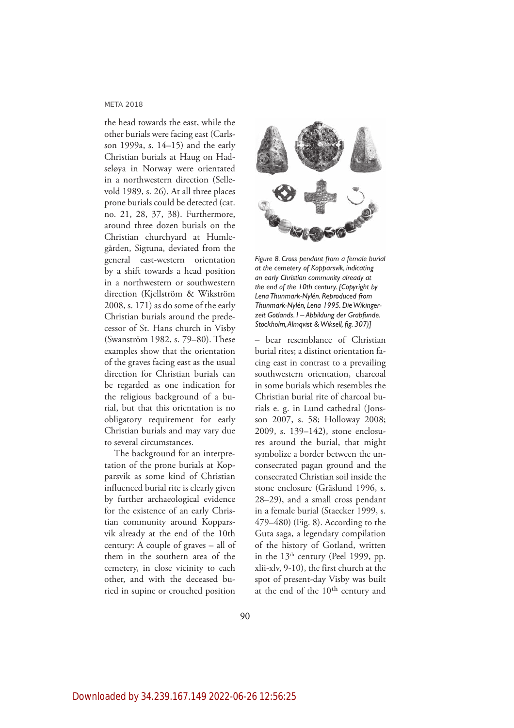the head towards the east, while the other burials were facing east (Carlsson 1999a, s. 14–15) and the early Christian burials at Haug on Hadseløya in Norway were orientated in a northwestern direction (Sellevold 1989, s. 26). At all three places prone burials could be detected (cat. no. 21, 28, 37, 38). Furthermore, around three dozen burials on the Christian churchyard at Humlegården, Sigtuna, deviated from the general east-western orientation by a shift towards a head position in a northwestern or southwestern direction (Kjellström & Wikström 2008, s. 171) as do some of the early Christian burials around the predecessor of St. Hans church in Visby (Swanström 1982, s. 79–80). These examples show that the orientation of the graves facing east as the usual direction for Christian burials can be regarded as one indication for the religious background of a burial, but that this orientation is no obligatory requirement for early Christian burials and may vary due to several circumstances.

The background for an interpretation of the prone burials at Kopparsvik as some kind of Christian influenced burial rite is clearly given by further archaeological evidence for the existence of an early Christian community around Kopparsvik already at the end of the 10th century: A couple of graves – all of them in the southern area of the cemetery, in close vicinity to each other, and with the deceased buried in supine or crouched position – bear resemblance of Christian burial rites; a distinct orientation facing east in contrast to a prevailing southwestern orientation, charcoal in some burials which resembles the Christian burial rite of charcoal burials e. g. in Lund cathedral (Jonsson 2007, s. 58; Holloway 2008; 2009, s. 139–142), stone enclosures around the burial, that might symbolize a border between the unconsecrated pagan ground and the consecrated Christian soil inside the stone enclosure (Gräslund 1996, s. 28–29), and a small cross pendant in a female burial (Staecker 1999, s. 479–480) (Fig. 8). According to the Guta saga, a legendary compilation of the history of Gotland, written in the 13th century (Peel 1999, pp. xlii-xlv, 9-10), the first church at the spot of present-day Visby was built at the end of the 10th century and

*Figure 8. Cross pendant from a female burial at the cemetery of Kopparsvik, indicating an early Christian community already at the end of the 10th century. [Copyright by Lena Thunmark-Nylén. Reproduced from Thunmark-Nylén, Lena 1995. Die Wikingerzeit Gotlands. I – Abbildung der Grabfunde. Stockholm, Almqvist & Wiksell, fig. 307)]*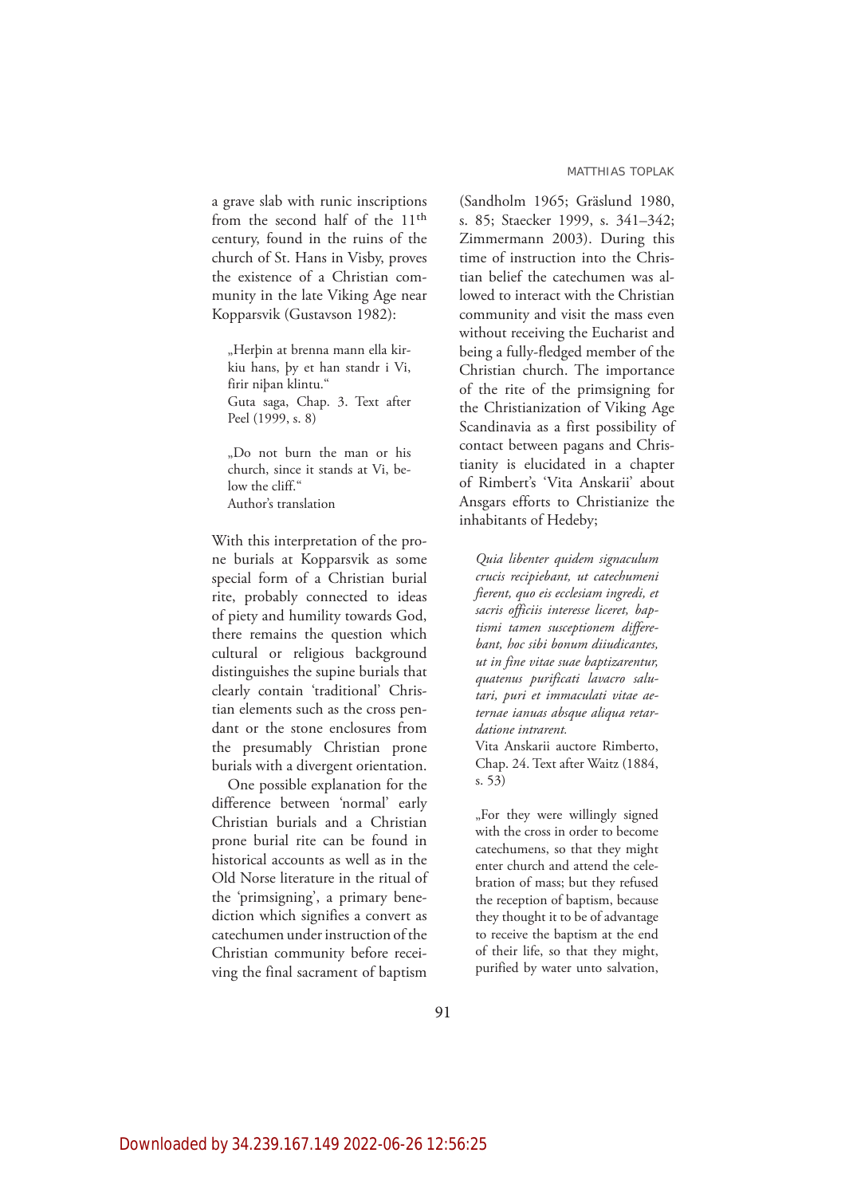a grave slab with runic inscriptions from the second half of the 11th century, found in the ruins of the church of St. Hans in Visby, proves the existence of a Christian community in the late Viking Age near Kopparsvik (Gustavson 1982):

> „Herþin at brenna mann ella kirkiu hans, þy et han standr i Vi, firir niþan klintu."
> Guta saga, Chap. 3. Text after Peel (1999, s. 8)
>
> „Do not burn the man or his church, since it stands at Vi, below the cliff."
> Author's translation

With this interpretation of the prone burials at Kopparsvik as some special form of a Christian burial rite, probably connected to ideas of piety and humility towards God, there remains the question which cultural or religious background distinguishes the supine burials that clearly contain 'traditional' Christian elements such as the cross pendant or the stone enclosures from the presumably Christian prone burials with a divergent orientation.

One possible explanation for the difference between 'normal' early Christian burials and a Christian prone burial rite can be found in historical accounts as well as in the Old Norse literature in the ritual of the 'primsigning', a primary benediction which signifies a convert as catechumen under instruction of the Christian community before receiving the final sacrament of baptism (Sandholm 1965; Gräslund 1980, s. 85; Staecker 1999, s. 341–342; Zimmermann 2003). During this time of instruction into the Christian belief the catechumen was allowed to interact with the Christian community and visit the mass even without receiving the Eucharist and being a fully-fledged member of the Christian church. The importance of the rite of the primsigning for the Christianization of Viking Age Scandinavia as a first possibility of contact between pagans and Christianity is elucidated in a chapter of Rimbert's 'Vita Anskarii' about Ansgars efforts to Christianize the inhabitants of Hedeby;

> *Quia libenter quidem signaculum crucis recipiebant, ut catechumeni fierent, quo eis ecclesiam ingredi, et sacris officiis interesse liceret, baptismi tamen susceptionem differebant, hoc sibi bonum diiudicantes, ut in fine vitae suae baptizarentur, quatenus purificati lavacro salutari, puri et immaculati vitae aeternae ianuas absque aliqua retardatione intrarent.*
> Vita Anskarii auctore Rimberto, Chap. 24. Text after Waitz (1884, s. 53)
>
> „For they were willingly signed with the cross in order to become catechumens, so that they might enter church and attend the celebration of mass; but they refused the reception of baptism, because they thought it to be of advantage to receive the baptism at the end of their life, so that they might, purified by water unto salvation,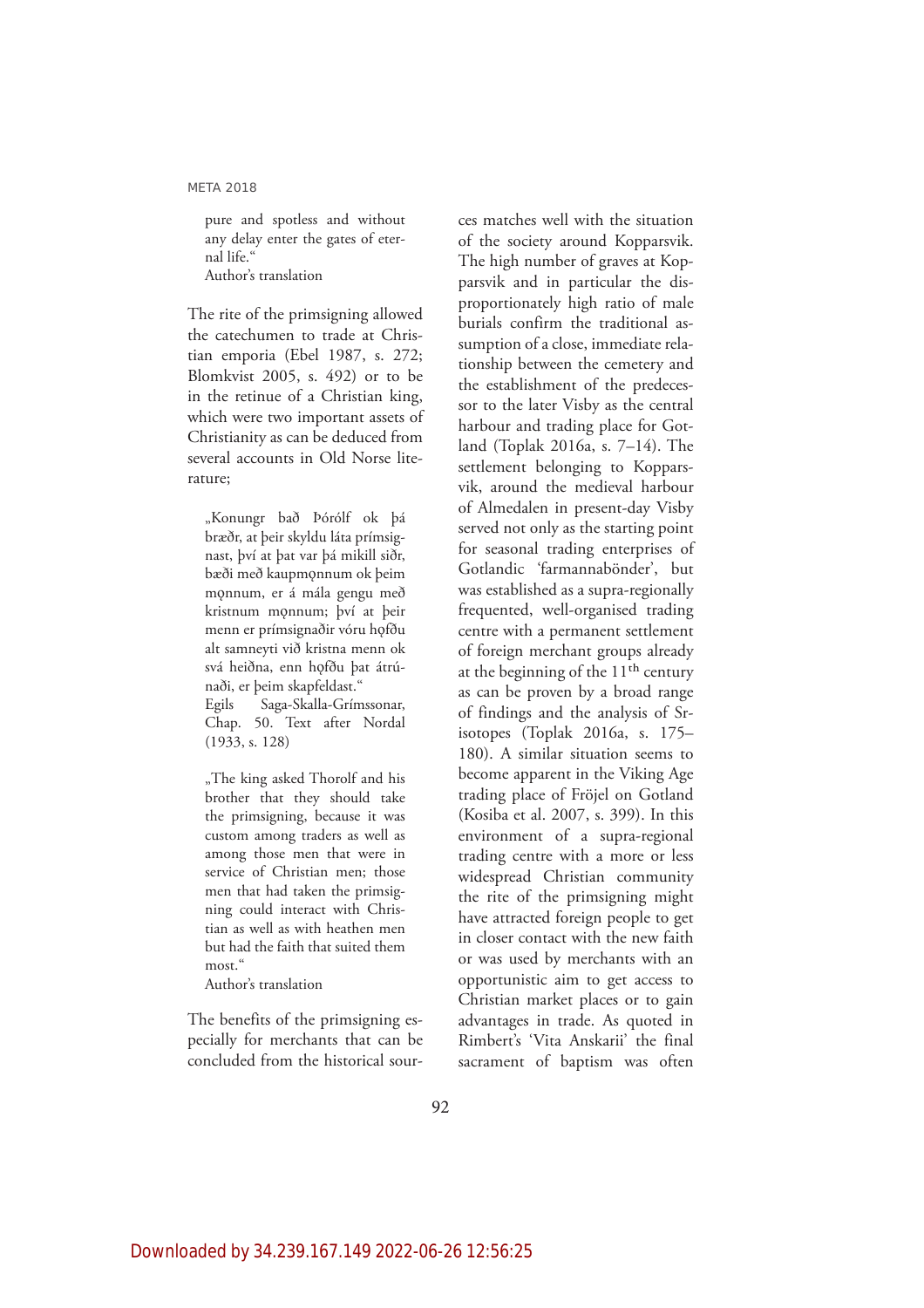pure and spotless and without any delay enter the gates of eternal life."
Author's translation

The rite of the primsigning allowed the catechumen to trade at Christian emporia (Ebel 1987, s. 272; Blomkvist 2005, s. 492) or to be in the retinue of a Christian king, which were two important assets of Christianity as can be deduced from several accounts in Old Norse literature;

> „Konungr bað Þórólf ok þá bræðr, at þeir skyldu láta prímsignast, því at þat var þá mikill siðr, bæði með kaupmǫnnum ok þeim mǫnnum, er á mála gengu með kristnum mǫnnum; því at þeir menn er prímsignaðir vóru hǫfðu alt samneyti við kristna menn ok svá heiðna, enn hǫfðu þat átrúnaði, er þeim skapfeldast."
> Egils Saga-Skalla-Grímssonar, Chap. 50. Text after Nordal (1933, s. 128)

> „The king asked Thorolf and his brother that they should take the primsigning, because it was custom among traders as well as among those men that were in service of Christian men; those men that had taken the primsigning could interact with Christian as well as with heathen men but had the faith that suited them most."
> Author's translation

The benefits of the primsigning especially for merchants that can be concluded from the historical sources matches well with the situation of the society around Kopparsvik. The high number of graves at Kopparsvik and in particular the disproportionately high ratio of male burials confirm the traditional assumption of a close, immediate relationship between the cemetery and the establishment of the predecessor to the later Visby as the central harbour and trading place for Gotland (Toplak 2016a, s. 7–14). The settlement belonging to Kopparsvik, around the medieval harbour of Almedalen in present-day Visby served not only as the starting point for seasonal trading enterprises of Gotlandic 'farmannabönder', but was established as a supra-regionally frequented, well-organised trading centre with a permanent settlement of foreign merchant groups already at the beginning of the 11th century as can be proven by a broad range of findings and the analysis of Sr-isotopes (Toplak 2016a, s. 175–180). A similar situation seems to become apparent in the Viking Age trading place of Fröjel on Gotland (Kosiba et al. 2007, s. 399). In this environment of a supra-regional trading centre with a more or less widespread Christian community the rite of the primsigning might have attracted foreign people to get in closer contact with the new faith or was used by merchants with an opportunistic aim to get access to Christian market places or to gain advantages in trade. As quoted in Rimbert's 'Vita Anskarii' the final sacrament of baptism was often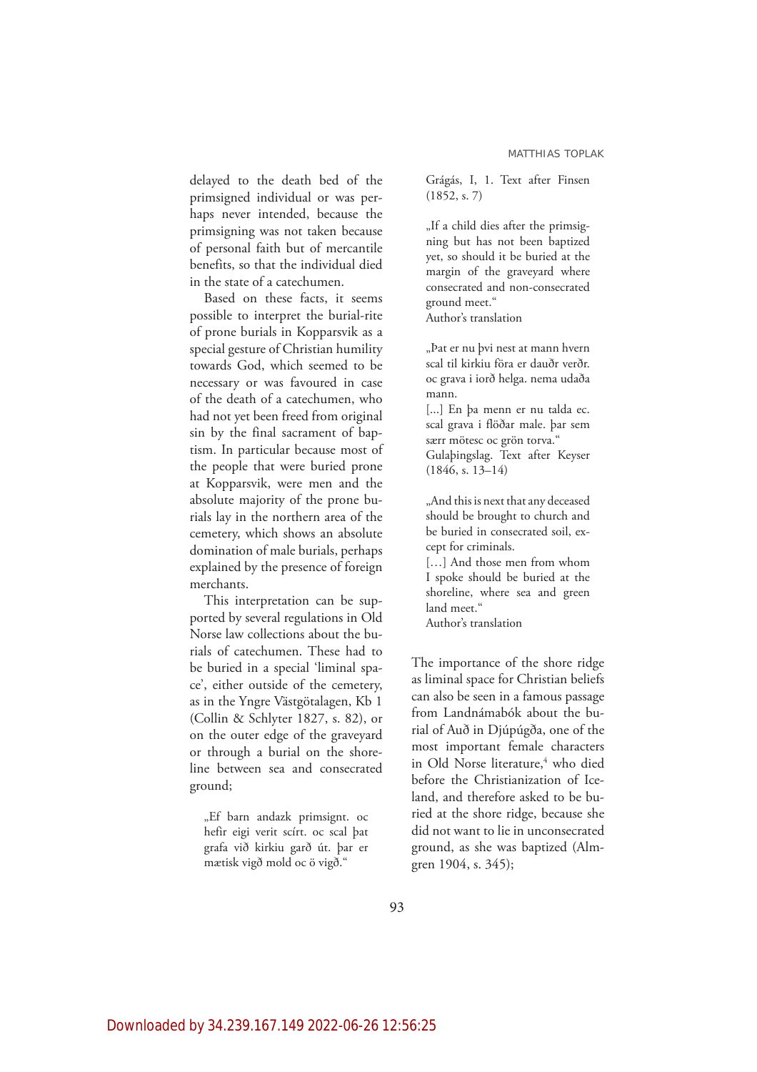delayed to the death bed of the primsigned individual or was perhaps never intended, because the primsigning was not taken because of personal faith but of mercantile benefits, so that the individual died in the state of a catechumen.

Based on these facts, it seems possible to interpret the burial-rite of prone burials in Kopparsvik as a special gesture of Christian humility towards God, which seemed to be necessary or was favoured in case of the death of a catechumen, who had not yet been freed from original sin by the final sacrament of baptism. In particular because most of the people that were buried prone at Kopparsvik, were men and the absolute majority of the prone burials lay in the northern area of the cemetery, which shows an absolute domination of male burials, perhaps explained by the presence of foreign merchants.

This interpretation can be supported by several regulations in Old Norse law collections about the burials of catechumen. These had to be buried in a special 'liminal space', either outside of the cemetery, as in the Yngre Västgötalagen, Kb 1 (Collin & Schlyter 1827, s. 82), or on the outer edge of the graveyard or through a burial on the shoreline between sea and consecrated ground;

> „Ef barn andazk primsignt. oc hefir eigi verit scírt. oc scal þat grafa við kirkiu garð út. þar er mætisk vigð mold oc ö vigð."
>
> Grágás, I, 1. Text after Finsen (1852, s. 7)

> „If a child dies after the primsigning but has not been baptized yet, so should it be buried at the margin of the graveyard where consecrated and non-consecrated ground meet."
>
> Author's translation

> „Þat er nu þvi nest at mann hvern scal til kirkiu föra er dauðr verðr. oc grava i iorð helga. nema udaða mann.
>
> [...] En þa menn er nu talda ec. scal grava i flöðar male. þar sem særr mötesc oc grön torva."
>
> Gulaþingslag. Text after Keyser (1846, s. 13–14)

> „And this is next that any deceased should be brought to church and be buried in consecrated soil, except for criminals.
>
> [...] And those men from whom I spoke should be buried at the shoreline, where sea and green land meet."
>
> Author's translation

The importance of the shore ridge as liminal space for Christian beliefs can also be seen in a famous passage from Landnámabók about the burial of Auð in Djúpúgða, one of the most important female characters in Old Norse literature,[4] who died before the Christianization of Iceland, and therefore asked to be buried at the shore ridge, because she did not want to lie in unconsecrated ground, as she was baptized (Almgren 1904, s. 345);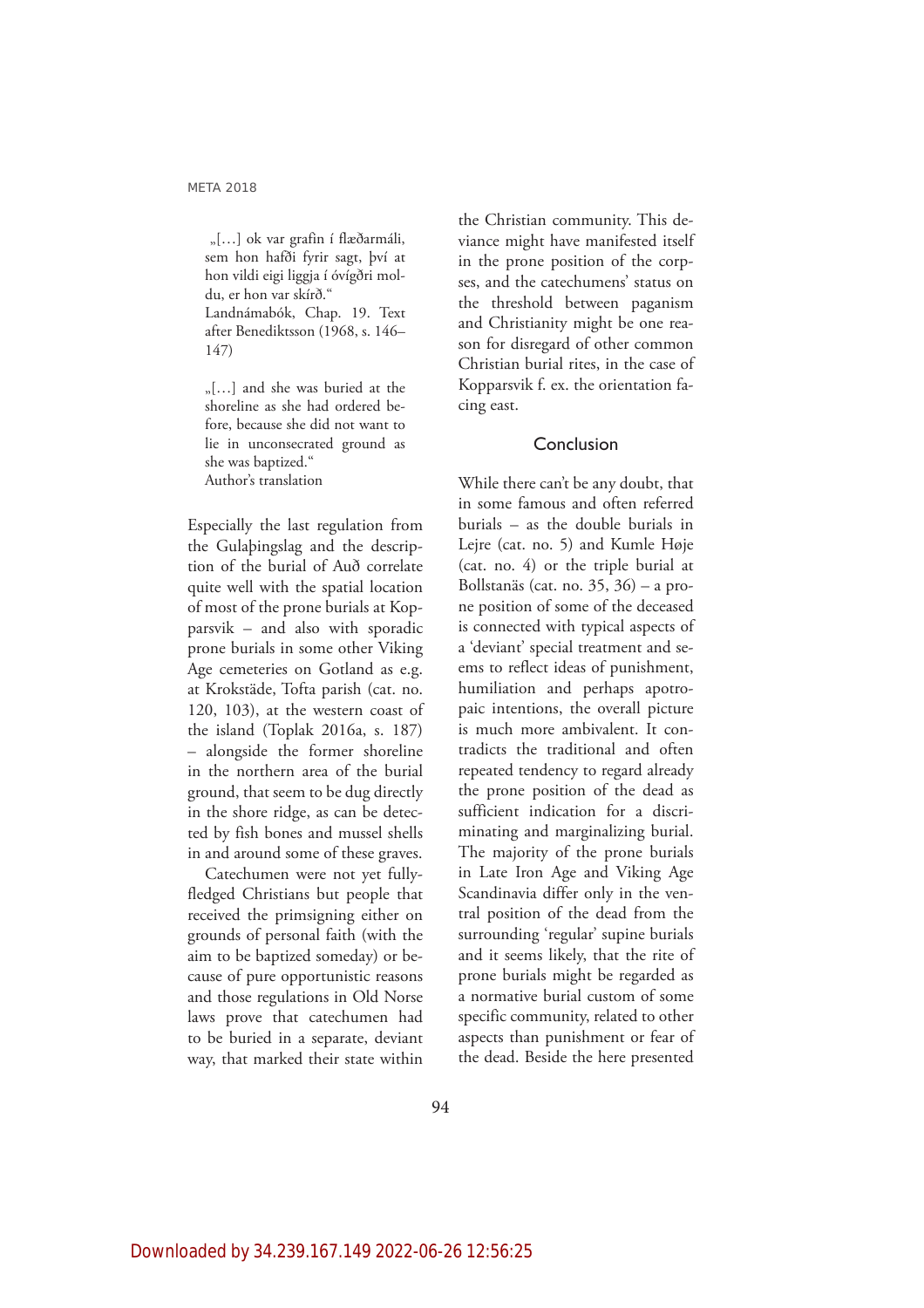> „[…] ok var grafin í flæðarmáli, sem hon hafði fyrir sagt, því at hon vildi eigi liggja í óvígðri moldu, er hon var skírð."
> Landnámabók, Chap. 19. Text after Benediktsson (1968, s. 146–147)

> „[…] and she was buried at the shoreline as she had ordered before, because she did not want to lie in unconsecrated ground as she was baptized."
> Author's translation

Especially the last regulation from the Gulaþingslag and the description of the burial of Auð correlate quite well with the spatial location of most of the prone burials at Kopparsvik – and also with sporadic prone burials in some other Viking Age cemeteries on Gotland as e.g. at Krokstäde, Tofta parish (cat. no. 120, 103), at the western coast of the island (Toplak 2016a, s. 187) – alongside the former shoreline in the northern area of the burial ground, that seem to be dug directly in the shore ridge, as can be detected by fish bones and mussel shells in and around some of these graves.

Catechumen were not yet fully-fledged Christians but people that received the primsigning either on grounds of personal faith (with the aim to be baptized someday) or because of pure opportunistic reasons and those regulations in Old Norse laws prove that catechumen had to be buried in a separate, deviant way, that marked their state within the Christian community. This deviance might have manifested itself in the prone position of the corpses, and the catechumens' status on the threshold between paganism and Christianity might be one reason for disregard of other common Christian burial rites, in the case of Kopparsvik f. ex. the orientation facing east.

## Conclusion

While there can't be any doubt, that in some famous and often referred burials – as the double burials in Lejre (cat. no. 5) and Kumle Høje (cat. no. 4) or the triple burial at Bollstanäs (cat. no. 35, 36) – a prone position of some of the deceased is connected with typical aspects of a 'deviant' special treatment and seems to reflect ideas of punishment, humiliation and perhaps apotropaic intentions, the overall picture is much more ambivalent. It contradicts the traditional and often repeated tendency to regard already the prone position of the dead as sufficient indication for a discriminating and marginalizing burial. The majority of the prone burials in Late Iron Age and Viking Age Scandinavia differ only in the ventral position of the dead from the surrounding 'regular' supine burials and it seems likely, that the rite of prone burials might be regarded as a normative burial custom of some specific community, related to other aspects than punishment or fear of the dead. Beside the here presented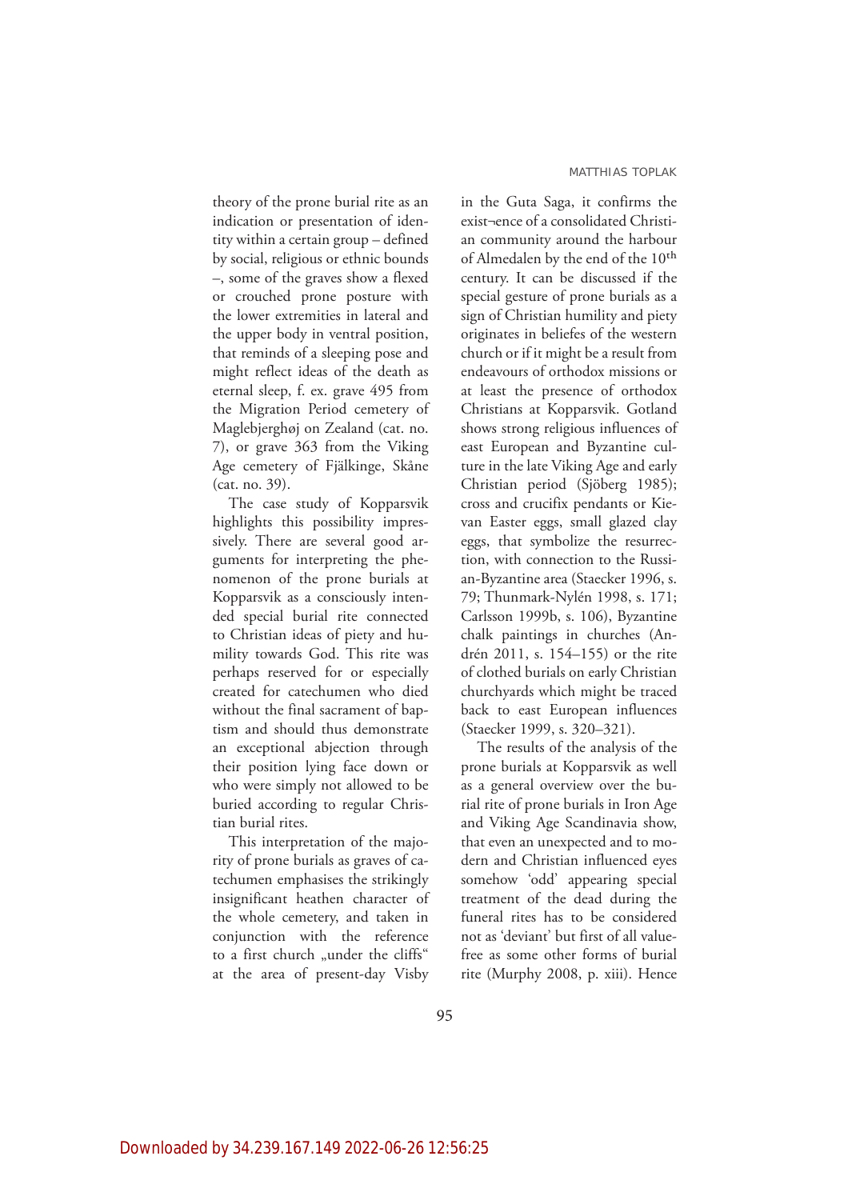theory of the prone burial rite as an indication or presentation of identity within a certain group – defined by social, religious or ethnic bounds –, some of the graves show a flexed or crouched prone posture with the lower extremities in lateral and the upper body in ventral position, that reminds of a sleeping pose and might reflect ideas of the death as eternal sleep, f. ex. grave 495 from the Migration Period cemetery of Maglebjerghøj on Zealand (cat. no. 7), or grave 363 from the Viking Age cemetery of Fjälkinge, Skåne (cat. no. 39).

The case study of Kopparsvik highlights this possibility impressively. There are several good arguments for interpreting the phenomenon of the prone burials at Kopparsvik as a consciously intended special burial rite connected to Christian ideas of piety and humility towards God. This rite was perhaps reserved for or especially created for catechumen who died without the final sacrament of baptism and should thus demonstrate an exceptional abjection through their position lying face down or who were simply not allowed to be buried according to regular Christian burial rites.

This interpretation of the majority of prone burials as graves of catechumen emphasises the strikingly insignificant heathen character of the whole cemetery, and taken in conjunction with the reference to a first church „under the cliffs" at the area of present-day Visby in the Guta Saga, it confirms the exist¬ence of a consolidated Christian community around the harbour of Almedalen by the end of the 10th century. It can be discussed if the special gesture of prone burials as a sign of Christian humility and piety originates in beliefes of the western church or if it might be a result from endeavours of orthodox missions or at least the presence of orthodox Christians at Kopparsvik. Gotland shows strong religious influences of east European and Byzantine culture in the late Viking Age and early Christian period (Sjöberg 1985); cross and crucifix pendants or Kievan Easter eggs, small glazed clay eggs, that symbolize the resurrection, with connection to the Russian-Byzantine area (Staecker 1996, s. 79; Thunmark-Nylén 1998, s. 171; Carlsson 1999b, s. 106), Byzantine chalk paintings in churches (Andrén 2011, s. 154–155) or the rite of clothed burials on early Christian churchyards which might be traced back to east European influences (Staecker 1999, s. 320–321).

The results of the analysis of the prone burials at Kopparsvik as well as a general overview over the burial rite of prone burials in Iron Age and Viking Age Scandinavia show, that even an unexpected and to modern and Christian influenced eyes somehow 'odd' appearing special treatment of the dead during the funeral rites has to be considered not as 'deviant' but first of all value-free as some other forms of burial rite (Murphy 2008, p. xiii). Hence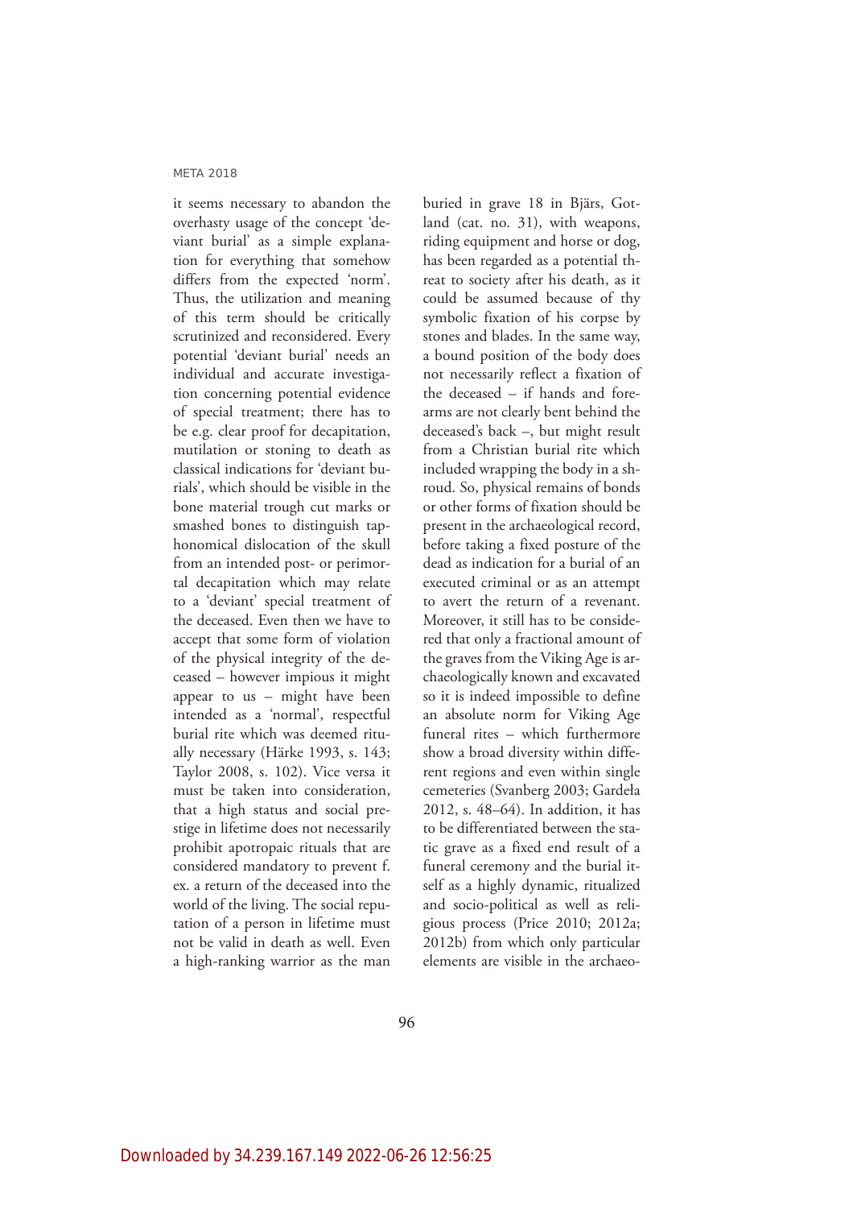it seems necessary to abandon the overhasty usage of the concept 'deviant burial' as a simple explanation for everything that somehow differs from the expected 'norm'. Thus, the utilization and meaning of this term should be critically scrutinized and reconsidered. Every potential 'deviant burial' needs an individual and accurate investigation concerning potential evidence of special treatment; there has to be e.g. clear proof for decapitation, mutilation or stoning to death as classical indications for 'deviant burials', which should be visible in the bone material trough cut marks or smashed bones to distinguish taphonomical dislocation of the skull from an intended post- or perimortal decapitation which may relate to a 'deviant' special treatment of the deceased. Even then we have to accept that some form of violation of the physical integrity of the deceased – however impious it might appear to us – might have been intended as a 'normal', respectful burial rite which was deemed ritually necessary (Härke 1993, s. 143; Taylor 2008, s. 102). Vice versa it must be taken into consideration, that a high status and social prestige in lifetime does not necessarily prohibit apotropaic rituals that are considered mandatory to prevent f. ex. a return of the deceased into the world of the living. The social reputation of a person in lifetime must not be valid in death as well. Even a high-ranking warrior as the man buried in grave 18 in Bjärs, Gotland (cat. no. 31), with weapons, riding equipment and horse or dog, has been regarded as a potential threat to society after his death, as it could be assumed because of thy symbolic fixation of his corpse by stones and blades. In the same way, a bound position of the body does not necessarily reflect a fixation of the deceased – if hands and forearms are not clearly bent behind the deceased's back –, but might result from a Christian burial rite which included wrapping the body in a shroud. So, physical remains of bonds or other forms of fixation should be present in the archaeological record, before taking a fixed posture of the dead as indication for a burial of an executed criminal or as an attempt to avert the return of a revenant. Moreover, it still has to be considered that only a fractional amount of the graves from the Viking Age is archaeologically known and excavated so it is indeed impossible to define an absolute norm for Viking Age funeral rites – which furthermore show a broad diversity within different regions and even within single cemeteries (Svanberg 2003; Gardeła 2012, s. 48–64). In addition, it has to be differentiated between the static grave as a fixed end result of a funeral ceremony and the burial itself as a highly dynamic, ritualized and socio-political as well as religious process (Price 2010; 2012a; 2012b) from which only particular elements are visible in the archaeo-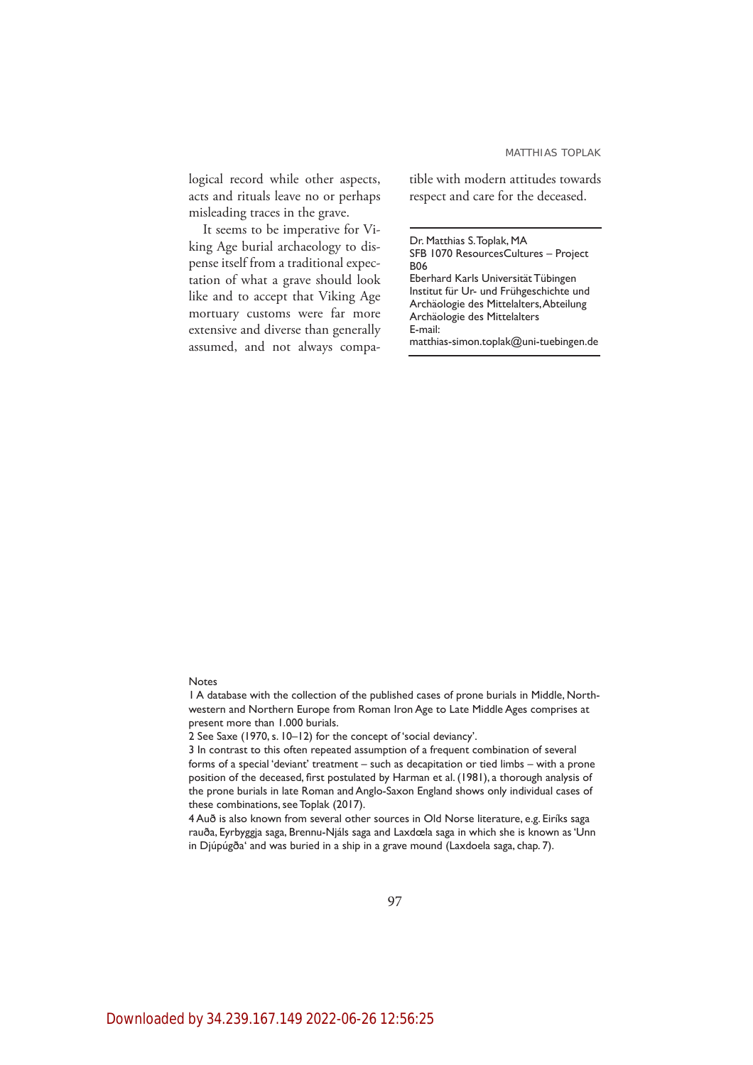logical record while other aspects, acts and rituals leave no or perhaps misleading traces in the grave.

It seems to be imperative for Viking Age burial archaeology to dispense itself from a traditional expectation of what a grave should look like and to accept that Viking Age mortuary customs were far more extensive and diverse than generally assumed, and not always compatible with modern attitudes towards respect and care for the deceased.

Dr. Matthias S. Toplak, MA
SFB 1070 ResourcesCultures – Project B06
Eberhard Karls Universität Tübingen
Institut für Ur- und Frühgeschichte und Archäologie des Mittelalters, Abteilung Archäologie des Mittelalters
E-mail:
matthias-simon.toplak@uni-tuebingen.de

Notes

1 A database with the collection of the published cases of prone burials in Middle, Northwestern and Northern Europe from Roman Iron Age to Late Middle Ages comprises at present more than 1.000 burials.

2 See Saxe (1970, s. 10–12) for the concept of 'social deviancy'.

3 In contrast to this often repeated assumption of a frequent combination of several forms of a special 'deviant' treatment – such as decapitation or tied limbs – with a prone position of the deceased, first postulated by Harman et al. (1981), a thorough analysis of the prone burials in late Roman and Anglo-Saxon England shows only individual cases of these combinations, see Toplak (2017).

4 Auð is also known from several other sources in Old Norse literature, e.g. Eiríks saga rauða, Eyrbyggja saga, Brennu-Njáls saga and Laxdœla saga in which she is known as 'Unn in Djúpúgða' and was buried in a ship in a grave mound (Laxdoela saga, chap. 7).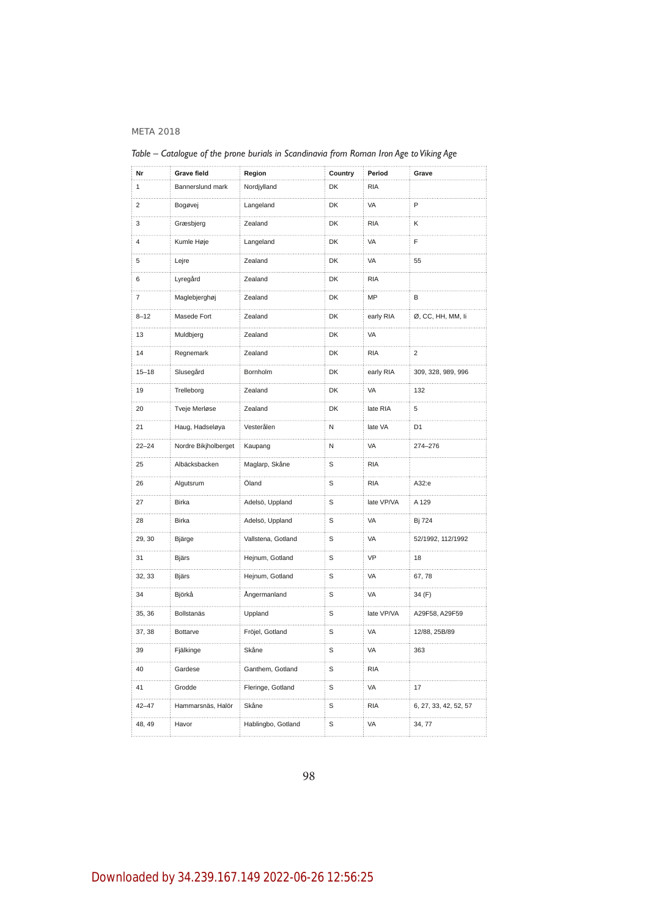*Table – Catalogue of the prone burials in Scandinavia from Roman Iron Age to Viking Age*

| Nr | Grave field | Region | Country | Period | Grave |
|---|---|---|---|---|---|
| 1 | Bannerslund mark | Nordjylland | DK | RIA | |
| 2 | Bogøvej | Langeland | DK | VA | P |
| 3 | Græsbjerg | Zealand | DK | RIA | K |
| 4 | Kumle Høje | Langeland | DK | VA | F |
| 5 | Lejre | Zealand | DK | VA | 55 |
| 6 | Lyregård | Zealand | DK | RIA | |
| 7 | Maglebjerghøj | Zealand | DK | MP | B |
| 8–12 | Masede Fort | Zealand | DK | early RIA | Ø, CC, HH, MM, Ii |
| 13 | Muldbjerg | Zealand | DK | VA | |
| 14 | Regnemark | Zealand | DK | RIA | 2 |
| 15–18 | Slusegård | Bornholm | DK | early RIA | 309, 328, 989, 996 |
| 19 | Trelleborg | Zealand | DK | VA | 132 |
| 20 | Tveje Merløse | Zealand | DK | late RIA | 5 |
| 21 | Haug, Hadseløya | Vesterålen | N | late VA | D1 |
| 22–24 | Nordre Bikjholberget | Kaupang | N | VA | 274–276 |
| 25 | Albäcksbacken | Maglarp, Skåne | S | RIA | |
| 26 | Algutsrum | Öland | S | RIA | A32:e |
| 27 | Birka | Adelsö, Uppland | S | late VP/VA | A 129 |
| 28 | Birka | Adelsö, Uppland | S | VA | Bj 724 |
| 29, 30 | Bjärge | Vallstena, Gotland | S | VA | 52/1992, 112/1992 |
| 31 | Bjärs | Hejnum, Gotland | S | VP | 18 |
| 32, 33 | Bjärs | Hejnum, Gotland | S | VA | 67, 78 |
| 34 | Björkå | Ångermanland | S | VA | 34 (F) |
| 35, 36 | Bollstanäs | Uppland | S | late VP/VA | A29F58, A29F59 |
| 37, 38 | Bottarve | Fröjel, Gotland | S | VA | 12/88, 25B/89 |
| 39 | Fjälkinge | Skåne | S | VA | 363 |
| 40 | Gardese | Ganthem, Gotland | S | RIA | |
| 41 | Grodde | Fleringe, Gotland | S | VA | 17 |
| 42–47 | Hammarsnäs, Halör | Skåne | S | RIA | 6, 27, 33, 42, 52, 57 |
| 48, 49 | Havor | Hablingbo, Gotland | S | VA | 34, 77 |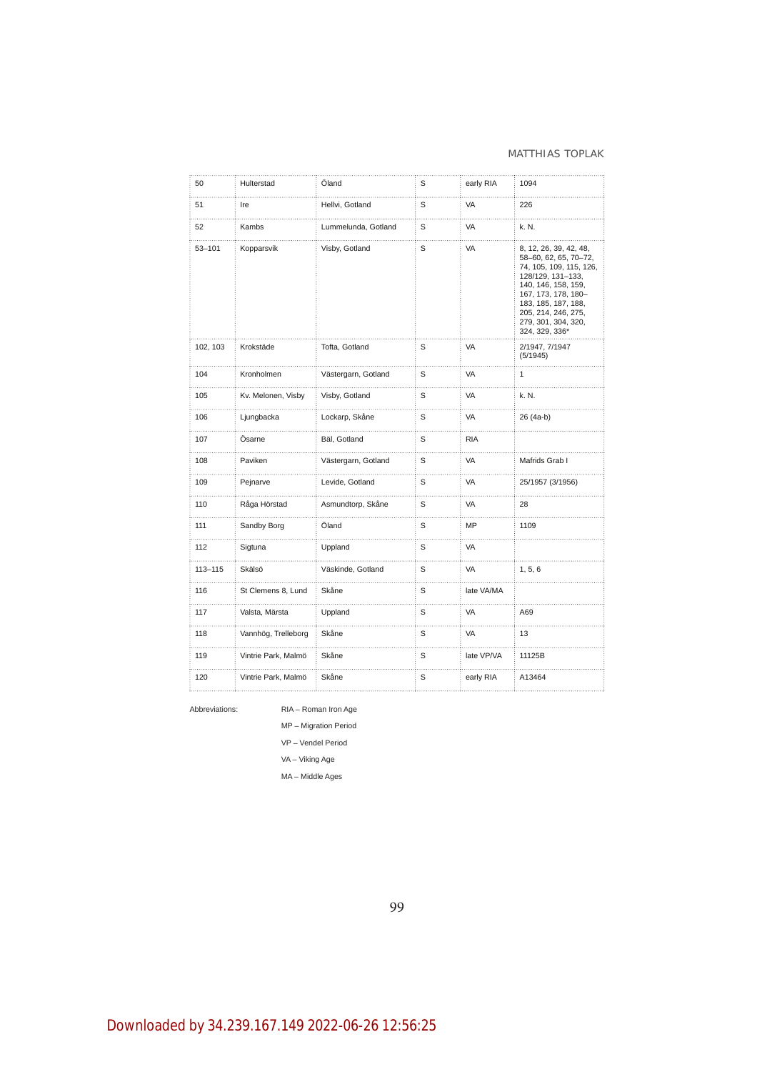| 50 | Hulterstad | Öland | S | early RIA | 1094 |
|---|---|---|---|---|---|
| 51 | Ire | Hellvi, Gotland | S | VA | 226 |
| 52 | Kambs | Lummelunda, Gotland | S | VA | k. N. |
| 53–101 | Kopparsvik | Visby, Gotland | S | VA | 8, 12, 26, 39, 42, 48, 58–60, 62, 65, 70–72, 74, 105, 109, 115, 126, 128/129, 131–133, 140, 146, 158, 159, 167, 173, 178, 180–183, 185, 187, 188, 205, 214, 246, 275, 279, 301, 304, 320, 324, 329, 336* |
| 102, 103 | Krokstäde | Tofta, Gotland | S | VA | 2/1947, 7/1947 (5/1945) |
| 104 | Kronholmen | Västergarn, Gotland | S | VA | 1 |
| 105 | Kv. Melonen, Visby | Visby, Gotland | S | VA | k. N. |
| 106 | Ljungbacka | Lockarp, Skåne | S | VA | 26 (4a-b) |
| 107 | Ösarne | Bäl, Gotland | S | RIA | |
| 108 | Paviken | Västergarn, Gotland | S | VA | Mafrids Grab I |
| 109 | Pejnarve | Levide, Gotland | S | VA | 25/1957 (3/1956) |
| 110 | Råga Hörstad | Asmundtorp, Skåne | S | VA | 28 |
| 111 | Sandby Borg | Öland | S | MP | 1109 |
| 112 | Sigtuna | Uppland | S | VA | |
| 113–115 | Skälsö | Väskinde, Gotland | S | VA | 1, 5, 6 |
| 116 | St Clemens 8, Lund | Skåne | S | late VA/MA | |
| 117 | Valsta, Märsta | Uppland | S | VA | A69 |
| 118 | Vannhög, Trelleborg | Skåne | S | VA | 13 |
| 119 | Vintrie Park, Malmö | Skåne | S | late VP/VA | 11125B |
| 120 | Vintrie Park, Malmö | Skåne | S | early RIA | A13464 |

Abbreviations:

RIA – Roman Iron Age

MP – Migration Period

VP – Vendel Period

VA – Viking Age

MA – Middle Ages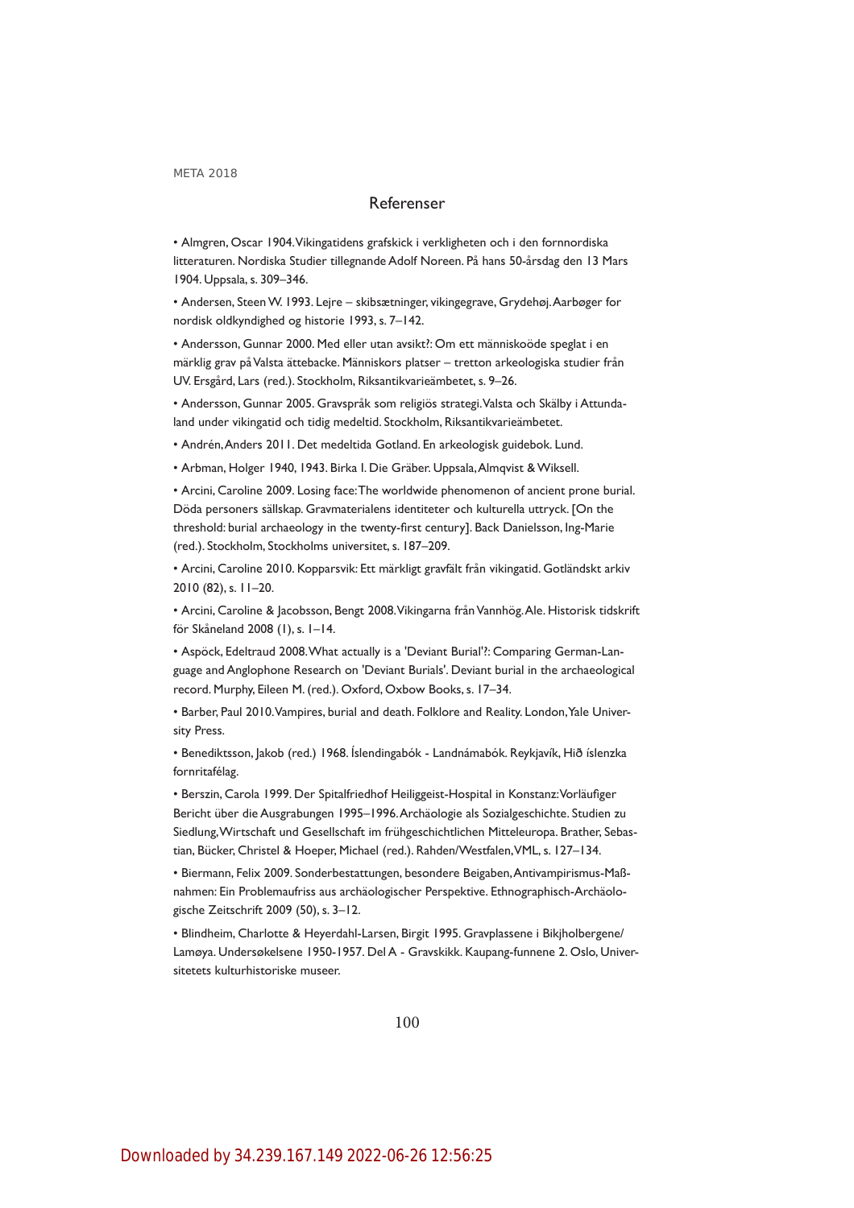## Referenser

- Almgren, Oscar 1904. Vikingatidens grafskick i verkligheten och i den fornnordiska litteraturen. Nordiska Studier tillegnande Adolf Noreen. På hans 50-årsdag den 13 Mars 1904. Uppsala, s. 309–346.
- Andersen, Steen W. 1993. Lejre – skibsætninger, vikingegrave, Grydehøj. Aarbøger for nordisk oldkyndighed og historie 1993, s. 7–142.
- Andersson, Gunnar 2000. Med eller utan avsikt?: Om ett människoöde speglat i en märklig grav på Valsta ättebacke. Människors platser – tretton arkeologiska studier från UV. Ersgård, Lars (red.). Stockholm, Riksantikvarieämbetet, s. 9–26.
- Andersson, Gunnar 2005. Gravspråk som religiös strategi. Valsta och Skälby i Attundaland under vikingatid och tidig medeltid. Stockholm, Riksantikvarieämbetet.
- Andrén, Anders 2011. Det medeltida Gotland. En arkeologisk guidebok. Lund.
- Arbman, Holger 1940, 1943. Birka I. Die Gräber. Uppsala, Almqvist & Wiksell.
- Arcini, Caroline 2009. Losing face: The worldwide phenomenon of ancient prone burial. Döda personers sällskap. Gravmaterialens identiteter och kulturella uttryck. [On the threshold: burial archaeology in the twenty-first century]. Back Danielsson, Ing-Marie (red.). Stockholm, Stockholms universitet, s. 187–209.
- Arcini, Caroline 2010. Kopparsvik: Ett märkligt gravfält från vikingatid. Gotländskt arkiv 2010 (82), s. 11–20.
- Arcini, Caroline & Jacobsson, Bengt 2008. Vikingarna från Vannhög. Ale. Historisk tidskrift för Skåneland 2008 (1), s. 1–14.
- Aspöck, Edeltraud 2008. What actually is a 'Deviant Burial'?: Comparing German-Language and Anglophone Research on 'Deviant Burials'. Deviant burial in the archaeological record. Murphy, Eileen M. (red.). Oxford, Oxbow Books, s. 17–34.
- Barber, Paul 2010. Vampires, burial and death. Folklore and Reality. London, Yale University Press.
- Benediktsson, Jakob (red.) 1968. Íslendingabók - Landnámabók. Reykjavík, Hið íslenzka fornritafélag.
- Berszin, Carola 1999. Der Spitalfriedhof Heiliggeist-Hospital in Konstanz: Vorläufiger Bericht über die Ausgrabungen 1995–1996. Archäologie als Sozialgeschichte. Studien zu Siedlung, Wirtschaft und Gesellschaft im frühgeschichtlichen Mitteleuropa. Brather, Sebastian, Bücker, Christel & Hoeper, Michael (red.). Rahden/Westfalen, VML, s. 127–134.
- Biermann, Felix 2009. Sonderbestattungen, besondere Beigaben, Antivampirismus-Maßnahmen: Ein Problemaufriss aus archäologischer Perspektive. Ethnographisch-Archäologische Zeitschrift 2009 (50), s. 3–12.
- Blindheim, Charlotte & Heyerdahl-Larsen, Birgit 1995. Gravplassene i Bikjholbergene/Lamøya. Undersøkelsene 1950-1957. Del A - Gravskikk. Kaupang-funnene 2. Oslo, Universitetets kulturhistoriske museer.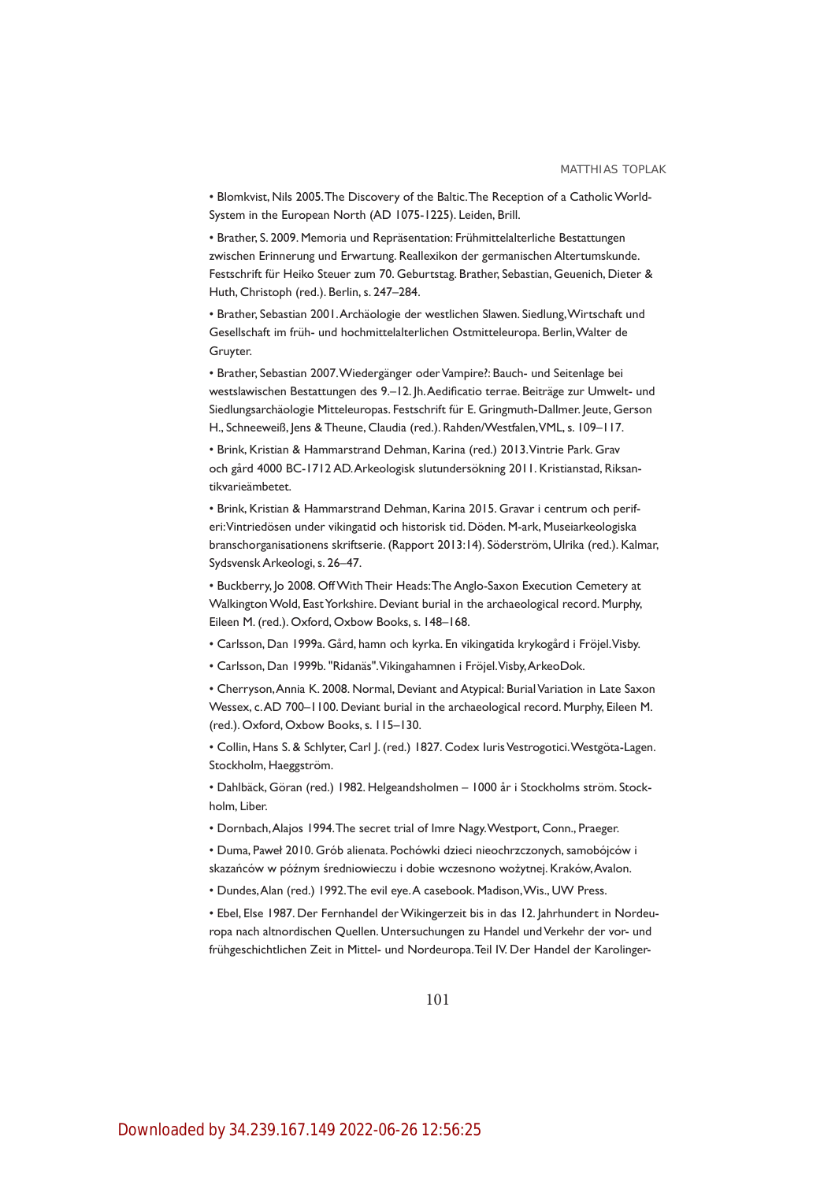- Blomkvist, Nils 2005. The Discovery of the Baltic. The Reception of a Catholic World-System in the European North (AD 1075-1225). Leiden, Brill.
- Brather, S. 2009. Memoria und Repräsentation: Frühmittelalterliche Bestattungen zwischen Erinnerung und Erwartung. Reallexikon der germanischen Altertumskunde. Festschrift für Heiko Steuer zum 70. Geburtstag. Brather, Sebastian, Geuenich, Dieter & Huth, Christoph (red.). Berlin, s. 247–284.
- Brather, Sebastian 2001. Archäologie der westlichen Slawen. Siedlung, Wirtschaft und Gesellschaft im früh- und hochmittelalterlichen Ostmitteleuropa. Berlin, Walter de Gruyter.
- Brather, Sebastian 2007. Wiedergänger oder Vampire?: Bauch- und Seitenlage bei westslawischen Bestattungen des 9.–12. Jh. Aedificatio terrae. Beiträge zur Umwelt- und Siedlungsarchäologie Mitteleuropas. Festschrift für E. Gringmuth-Dallmer. Jeute, Gerson H., Schneeweiß, Jens & Theune, Claudia (red.). Rahden/Westfalen, VML, s. 109–117.
- Brink, Kristian & Hammarstrand Dehman, Karina (red.) 2013. Vintrie Park. Grav och gård 4000 BC-1712 AD. Arkeologisk slutundersökning 2011. Kristianstad, Riksantikvarieämbetet.
- Brink, Kristian & Hammarstrand Dehman, Karina 2015. Gravar i centrum och periferi: Vintriedösen under vikingatid och historisk tid. Döden. M-ark, Museiarkeologiska branschorganisationens skriftserie. (Rapport 2013:14). Söderström, Ulrika (red.). Kalmar, Sydsvensk Arkeologi, s. 26–47.
- Buckberry, Jo 2008. Off With Their Heads: The Anglo-Saxon Execution Cemetery at Walkington Wold, East Yorkshire. Deviant burial in the archaeological record. Murphy, Eileen M. (red.). Oxford, Oxbow Books, s. 148–168.
- Carlsson, Dan 1999a. Gård, hamn och kyrka. En vikingatida krykogård i Fröjel. Visby.
- Carlsson, Dan 1999b. "Ridanäs". Vikingahamnen i Fröjel. Visby, ArkeoDok.
- Cherryson, Annia K. 2008. Normal, Deviant and Atypical: Burial Variation in Late Saxon Wessex, c. AD 700–1100. Deviant burial in the archaeological record. Murphy, Eileen M. (red.). Oxford, Oxbow Books, s. 115–130.
- Collin, Hans S. & Schlyter, Carl J. (red.) 1827. Codex Iuris Vestrogotici. Westgöta-Lagen. Stockholm, Haeggström.
- Dahlbäck, Göran (red.) 1982. Helgeandsholmen – 1000 år i Stockholms ström. Stockholm, Liber.
- Dornbach, Alajos 1994. The secret trial of Imre Nagy. Westport, Conn., Praeger.
- Duma, Paweł 2010. Grób alienata. Pochówki dzieci nieochrzczonych, samobójców i skazańców w późnym średniowieczu i dobie wczesnono wożytnej. Kraków, Avalon.
- Dundes, Alan (red.) 1992. The evil eye. A casebook. Madison, Wis., UW Press.
- Ebel, Else 1987. Der Fernhandel der Wikingerzeit bis in das 12. Jahrhundert in Nordeuropa nach altnordischen Quellen. Untersuchungen zu Handel und Verkehr der vor- und frühgeschichtlichen Zeit in Mittel- und Nordeuropa. Teil IV. Der Handel der Karolinger-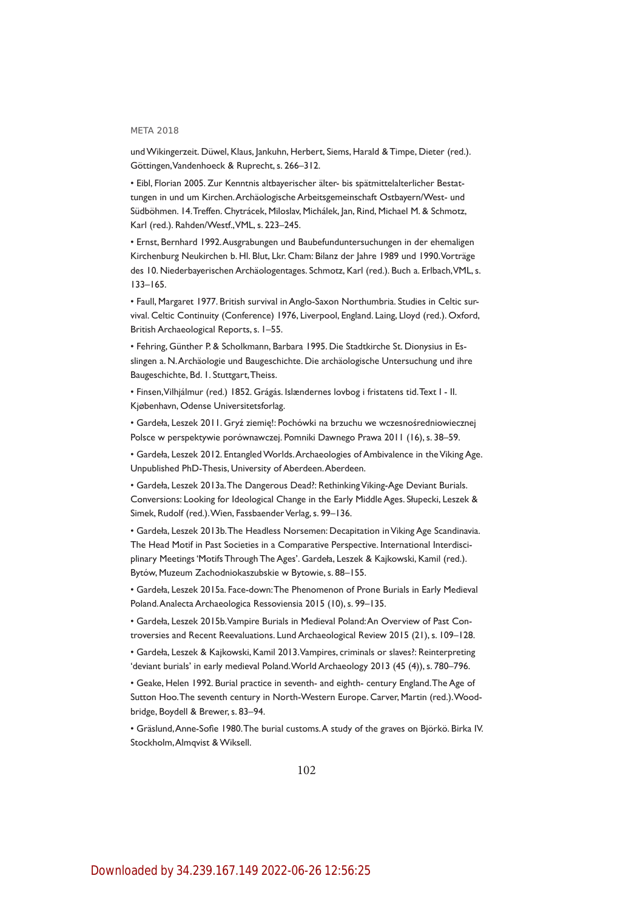und Wikingerzeit. Düwel, Klaus, Jankuhn, Herbert, Siems, Harald & Timpe, Dieter (red.). Göttingen, Vandenhoeck & Ruprecht, s. 266–312.

- Eibl, Florian 2005. Zur Kenntnis altbayerischer älter- bis spätmittelalterlicher Bestattungen in und um Kirchen. Archäologische Arbeitsgemeinschaft Ostbayern/West- und Südböhmen. 14. Treffen. Chytrácek, Miloslav, Michálek, Jan, Rind, Michael M. & Schmotz, Karl (red.). Rahden/Westf., VML, s. 223–245.
- Ernst, Bernhard 1992. Ausgrabungen und Baubefunduntersuchungen in der ehemaligen Kirchenburg Neukirchen b. Hl. Blut, Lkr. Cham: Bilanz der Jahre 1989 und 1990. Vorträge des 10. Niederbayerischen Archäologentages. Schmotz, Karl (red.). Buch a. Erlbach, VML, s. 133–165.
- Faull, Margaret 1977. British survival in Anglo-Saxon Northumbria. Studies in Celtic survival. Celtic Continuity (Conference) 1976, Liverpool, England. Laing, Lloyd (red.). Oxford, British Archaeological Reports, s. 1–55.
- Fehring, Günther P. & Scholkmann, Barbara 1995. Die Stadtkirche St. Dionysius in Esslingen a. N. Archäologie und Baugeschichte. Die archäologische Untersuchung und ihre Baugeschichte, Bd. 1. Stuttgart, Theiss.
- Finsen, Vilhjálmur (red.) 1852. Grágás. Islændernes lovbog i fristatens tid. Text I - II. Kjøbenhavn, Odense Universitetsforlag.
- Gardeła, Leszek 2011. Gryź ziemię!: Pochówki na brzuchu we wczesnośredniowiecznej Polsce w perspektywie porównawczej. Pomniki Dawnego Prawa 2011 (16), s. 38–59.
- Gardeła, Leszek 2012. Entangled Worlds. Archaeologies of Ambivalence in the Viking Age. Unpublished PhD-Thesis, University of Aberdeen. Aberdeen.
- Gardeła, Leszek 2013a. The Dangerous Dead?: Rethinking Viking-Age Deviant Burials. Conversions: Looking for Ideological Change in the Early Middle Ages. Słupecki, Leszek & Simek, Rudolf (red.). Wien, Fassbaender Verlag, s. 99–136.
- Gardeła, Leszek 2013b. The Headless Norsemen: Decapitation in Viking Age Scandinavia. The Head Motif in Past Societies in a Comparative Perspective. International Interdisciplinary Meetings 'Motifs Through The Ages'. Gardeła, Leszek & Kajkowski, Kamil (red.). Bytów, Muzeum Zachodniokaszubskie w Bytowie, s. 88–155.
- Gardeła, Leszek 2015a. Face-down: The Phenomenon of Prone Burials in Early Medieval Poland. Analecta Archaeologica Ressoviensia 2015 (10), s. 99–135.
- Gardeła, Leszek 2015b. Vampire Burials in Medieval Poland: An Overview of Past Controversies and Recent Reevaluations. Lund Archaeological Review 2015 (21), s. 109–128.
- Gardeła, Leszek & Kajkowski, Kamil 2013. Vampires, criminals or slaves?: Reinterpreting 'deviant burials' in early medieval Poland. World Archaeology 2013 (45 (4)), s. 780–796.
- Geake, Helen 1992. Burial practice in seventh- and eighth- century England. The Age of Sutton Hoo. The seventh century in North-Western Europe. Carver, Martin (red.). Woodbridge, Boydell & Brewer, s. 83–94.
- Gräslund, Anne-Sofie 1980. The burial customs. A study of the graves on Björkö. Birka IV. Stockholm, Almqvist & Wiksell.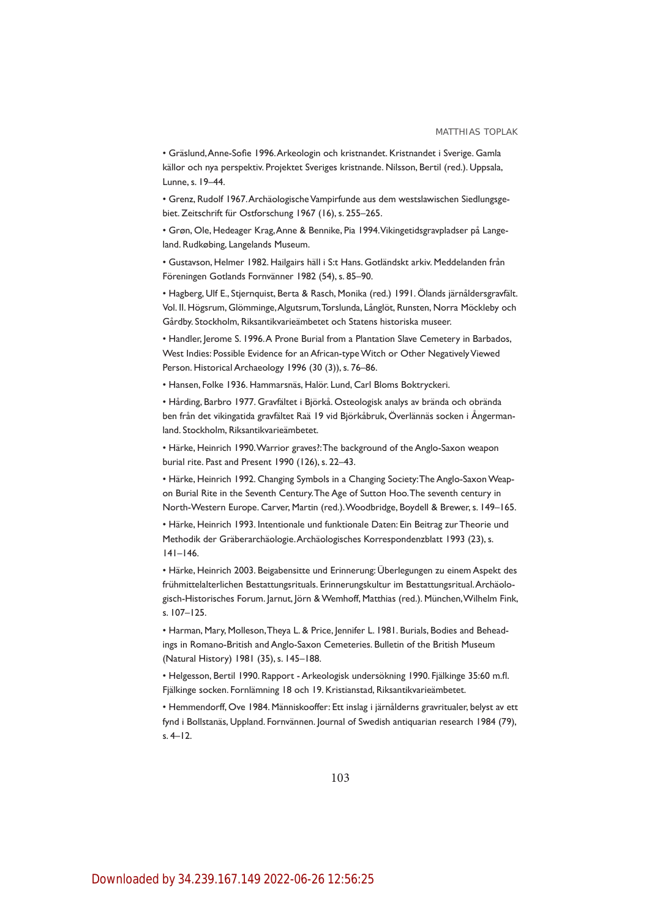- Gräslund, Anne-Sofie 1996. Arkeologin och kristnandet. Kristnandet i Sverige. Gamla källor och nya perspektiv. Projektet Sveriges kristnande. Nilsson, Bertil (red.). Uppsala, Lunne, s. 19–44.
- Grenz, Rudolf 1967. Archäologische Vampirfunde aus dem westslawischen Siedlungsgebiet. Zeitschrift für Ostforschung 1967 (16), s. 255–265.
- Grøn, Ole, Hedeager Krag, Anne & Bennike, Pia 1994. Vikingetidsgravpladser på Langeland. Rudkøbing, Langelands Museum.
- Gustavson, Helmer 1982. Hailgairs häll i S:t Hans. Gotländskt arkiv. Meddelanden från Föreningen Gotlands Fornvänner 1982 (54), s. 85–90.
- Hagberg, Ulf E., Stjernquist, Berta & Rasch, Monika (red.) 1991. Ölands järnåldersgravfält. Vol. II. Högsrum, Glömminge, Algutsrum, Torslunda, Långlöt, Runsten, Norra Möckleby och Gårdby. Stockholm, Riksantikvarieämbetet och Statens historiska museer.
- Handler, Jerome S. 1996. A Prone Burial from a Plantation Slave Cemetery in Barbados, West Indies: Possible Evidence for an African-type Witch or Other Negatively Viewed Person. Historical Archaeology 1996 (30 (3)), s. 76–86.
- Hansen, Folke 1936. Hammarsnäs, Halör. Lund, Carl Bloms Boktryckeri.
- Hårding, Barbro 1977. Gravfältet i Björkå. Osteologisk analys av brända och obrända ben från det vikingatida gravfältet Raä 19 vid Björkåbruk, Överlännäs socken i Ångermanland. Stockholm, Riksantikvarieämbetet.
- Härke, Heinrich 1990. Warrior graves?: The background of the Anglo-Saxon weapon burial rite. Past and Present 1990 (126), s. 22–43.
- Härke, Heinrich 1992. Changing Symbols in a Changing Society: The Anglo-Saxon Weapon Burial Rite in the Seventh Century. The Age of Sutton Hoo. The seventh century in North-Western Europe. Carver, Martin (red.). Woodbridge, Boydell & Brewer, s. 149–165.
- Härke, Heinrich 1993. Intentionale und funktionale Daten: Ein Beitrag zur Theorie und Methodik der Gräberarchäologie. Archäologisches Korrespondenzblatt 1993 (23), s. 141–146.
- Härke, Heinrich 2003. Beigabensitte und Erinnerung: Überlegungen zu einem Aspekt des frühmittelalterlichen Bestattungsrituals. Erinnerungskultur im Bestattungsritual. Archäologisch-Historisches Forum. Jarnut, Jörn & Wemhoff, Matthias (red.). München, Wilhelm Fink, s. 107–125.
- Harman, Mary, Molleson, Theya L. & Price, Jennifer L. 1981. Burials, Bodies and Beheadings in Romano-British and Anglo-Saxon Cemeteries. Bulletin of the British Museum (Natural History) 1981 (35), s. 145–188.
- Helgesson, Bertil 1990. Rapport - Arkeologisk undersökning 1990. Fjälkinge 35:60 m.fl. Fjälkinge socken. Fornlämning 18 och 19. Kristianstad, Riksantikvarieämbetet.
- Hemmendorff, Ove 1984. Människooffer: Ett inslag i järnålderns gravritualer, belyst av ett fynd i Bollstanäs, Uppland. Fornvännen. Journal of Swedish antiquarian research 1984 (79), s. 4–12.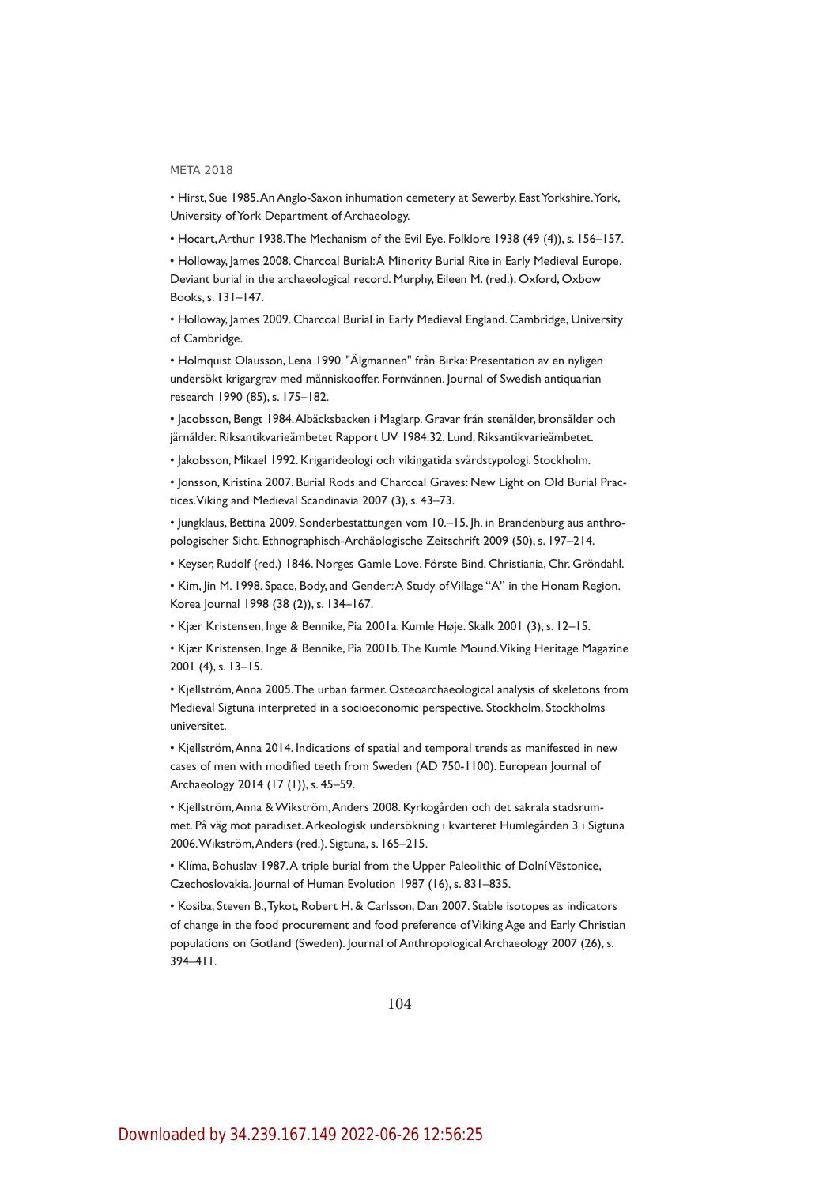- Hirst, Sue 1985. An Anglo-Saxon inhumation cemetery at Sewerby, East Yorkshire. York, University of York Department of Archaeology.
- Hocart, Arthur 1938. The Mechanism of the Evil Eye. Folklore 1938 (49 (4)), s. 156–157.
- Holloway, James 2008. Charcoal Burial: A Minority Burial Rite in Early Medieval Europe. Deviant burial in the archaeological record. Murphy, Eileen M. (red.). Oxford, Oxbow Books, s. 131–147.
- Holloway, James 2009. Charcoal Burial in Early Medieval England. Cambridge, University of Cambridge.
- Holmquist Olausson, Lena 1990. "Älgmannen" från Birka: Presentation av en nyligen undersökt krigargrav med människooffer. Fornvännen. Journal of Swedish antiquarian research 1990 (85), s. 175–182.
- Jacobsson, Bengt 1984. Albäcksbacken i Maglarp. Gravar från stenålder, bronsålder och järnålder. Riksantikvarieämbetet Rapport UV 1984:32. Lund, Riksantikvarieämbetet.
- Jakobsson, Mikael 1992. Krigarideologi och vikingatida svärdstypologi. Stockholm.
- Jonsson, Kristina 2007. Burial Rods and Charcoal Graves: New Light on Old Burial Practices. Viking and Medieval Scandinavia 2007 (3), s. 43–73.
- Jungklaus, Bettina 2009. Sonderbestattungen vom 10.–15. Jh. in Brandenburg aus anthropologischer Sicht. Ethnographisch-Archäologische Zeitschrift 2009 (50), s. 197–214.
- Keyser, Rudolf (red.) 1846. Norges Gamle Love. Förste Bind. Christiania, Chr. Gröndahl.
- Kim, Jin M. 1998. Space, Body, and Gender: A Study of Village "A" in the Honam Region. Korea Journal 1998 (38 (2)), s. 134–167.
- Kjær Kristensen, Inge & Bennike, Pia 2001a. Kumle Høje. Skalk 2001 (3), s. 12–15.
- Kjær Kristensen, Inge & Bennike, Pia 2001b. The Kumle Mound. Viking Heritage Magazine 2001 (4), s. 13–15.
- Kjellström, Anna 2005. The urban farmer. Osteoarchaeological analysis of skeletons from Medieval Sigtuna interpreted in a socioeconomic perspective. Stockholm, Stockholms universitet.
- Kjellström, Anna 2014. Indications of spatial and temporal trends as manifested in new cases of men with modified teeth from Sweden (AD 750-1100). European Journal of Archaeology 2014 (17 (1)), s. 45–59.
- Kjellström, Anna & Wikström, Anders 2008. Kyrkogården och det sakrala stadsrummet. På väg mot paradiset. Arkeologisk undersökning i kvarteret Humlegården 3 i Sigtuna 2006. Wikström, Anders (red.). Sigtuna, s. 165–215.
- Klíma, Bohuslav 1987. A triple burial from the Upper Paleolithic of Dolní Věstonice, Czechoslovakia. Journal of Human Evolution 1987 (16), s. 831–835.
- Kosiba, Steven B., Tykot, Robert H. & Carlsson, Dan 2007. Stable isotopes as indicators of change in the food procurement and food preference of Viking Age and Early Christian populations on Gotland (Sweden). Journal of Anthropological Archaeology 2007 (26), s. 394–411.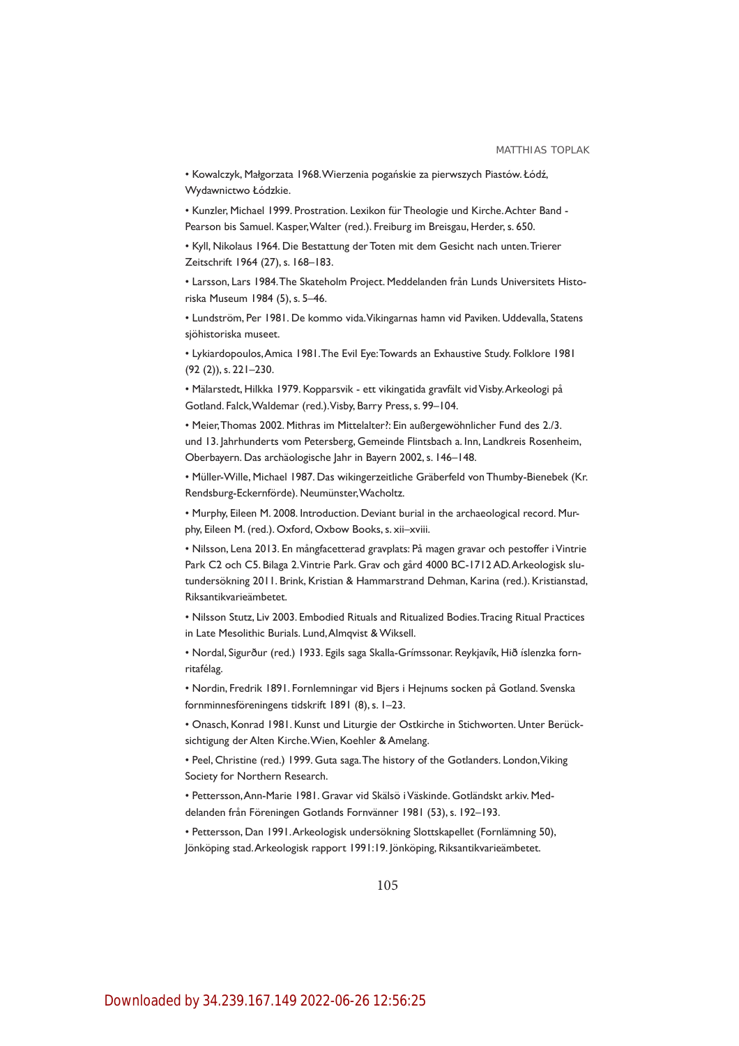- Kowalczyk, Małgorzata 1968. Wierzenia pogańskie za pierwszych Piastów. Łódź, Wydawnictwo Łódzkie.
- Kunzler, Michael 1999. Prostration. Lexikon für Theologie und Kirche. Achter Band - Pearson bis Samuel. Kasper, Walter (red.). Freiburg im Breisgau, Herder, s. 650.
- Kyll, Nikolaus 1964. Die Bestattung der Toten mit dem Gesicht nach unten. Trierer Zeitschrift 1964 (27), s. 168–183.
- Larsson, Lars 1984. The Skateholm Project. Meddelanden från Lunds Universitets Historiska Museum 1984 (5), s. 5–46.
- Lundström, Per 1981. De kommo vida. Vikingarnas hamn vid Paviken. Uddevalla, Statens sjöhistoriska museet.
- Lykiardopoulos, Amica 1981. The Evil Eye: Towards an Exhaustive Study. Folklore 1981 (92 (2)), s. 221–230.
- Mälarstedt, Hilkka 1979. Kopparsvik - ett vikingatida gravfält vid Visby. Arkeologi på Gotland. Falck, Waldemar (red.). Visby, Barry Press, s. 99–104.
- Meier, Thomas 2002. Mithras im Mittelalter?: Ein außergewöhnlicher Fund des 2./3. und 13. Jahrhunderts vom Petersberg, Gemeinde Flintsbach a. Inn, Landkreis Rosenheim, Oberbayern. Das archäologische Jahr in Bayern 2002, s. 146–148.
- Müller-Wille, Michael 1987. Das wikingerzeitliche Gräberfeld von Thumby-Bienebek (Kr. Rendsburg-Eckernförde). Neumünster, Wacholtz.
- Murphy, Eileen M. 2008. Introduction. Deviant burial in the archaeological record. Murphy, Eileen M. (red.). Oxford, Oxbow Books, s. xii–xviii.
- Nilsson, Lena 2013. En mångfacetterad gravplats: På magen gravar och pestoffer i Vintrie Park C2 och C5. Bilaga 2. Vintrie Park. Grav och gård 4000 BC-1712 AD. Arkeologisk slutundersökning 2011. Brink, Kristian & Hammarstrand Dehman, Karina (red.). Kristianstad, Riksantikvarieämbetet.
- Nilsson Stutz, Liv 2003. Embodied Rituals and Ritualized Bodies. Tracing Ritual Practices in Late Mesolithic Burials. Lund, Almqvist & Wiksell.
- Nordal, Sigurður (red.) 1933. Egils saga Skalla-Grímssonar. Reykjavík, Hið íslenzka fornritafélag.
- Nordin, Fredrik 1891. Fornlemningar vid Bjers i Hejnums socken på Gotland. Svenska fornminnesföreningens tidskrift 1891 (8), s. 1–23.
- Onasch, Konrad 1981. Kunst und Liturgie der Ostkirche in Stichworten. Unter Berücksichtigung der Alten Kirche. Wien, Koehler & Amelang.
- Peel, Christine (red.) 1999. Guta saga. The history of the Gotlanders. London, Viking Society for Northern Research.
- Pettersson, Ann-Marie 1981. Gravar vid Skälsö i Väskinde. Gotländskt arkiv. Meddelanden från Föreningen Gotlands Fornvänner 1981 (53), s. 192–193.
- Pettersson, Dan 1991. Arkeologisk undersökning Slottskapellet (Fornlämning 50), Jönköping stad. Arkeologisk rapport 1991:19. Jönköping, Riksantikvarieämbetet.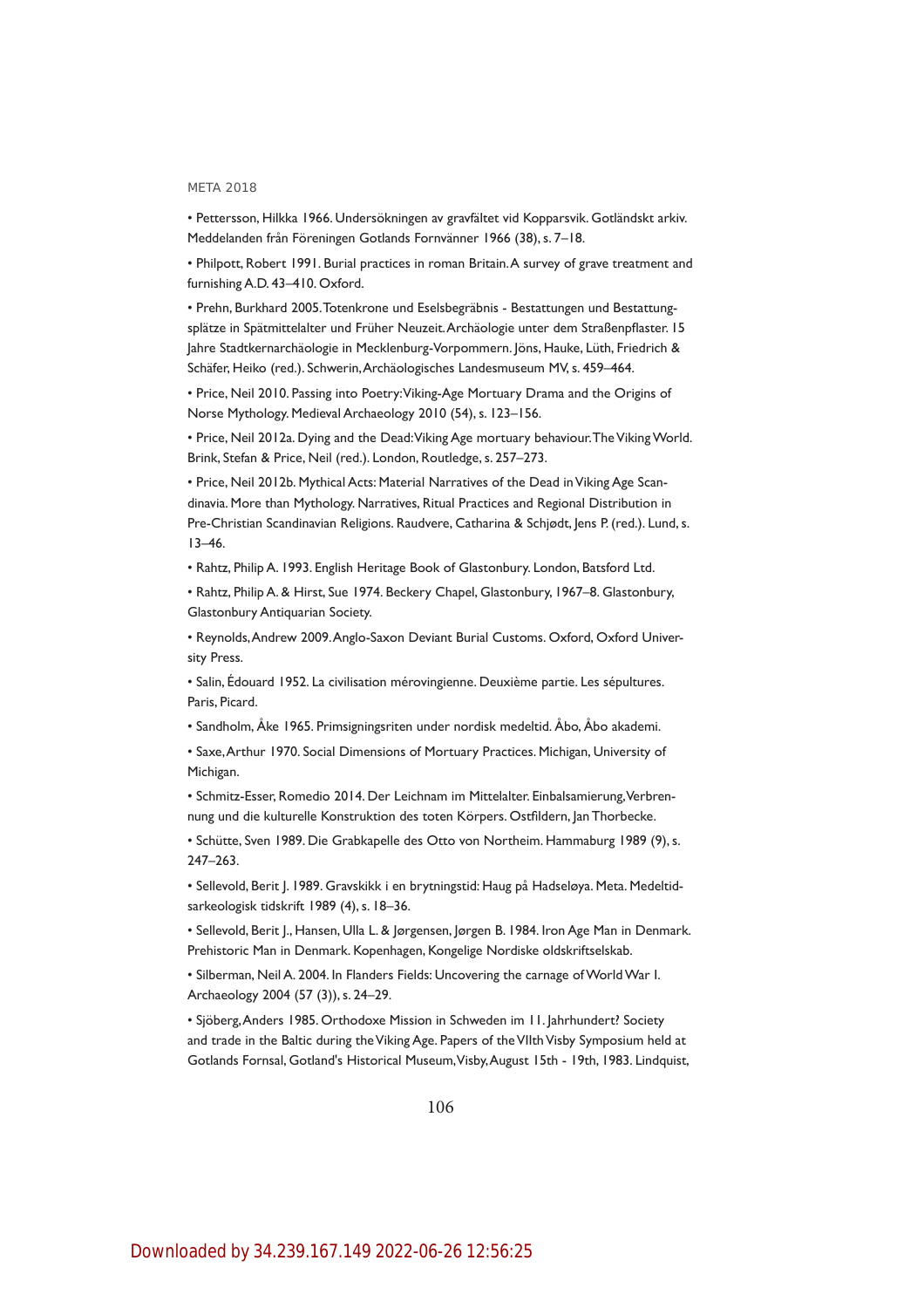- Pettersson, Hilkka 1966. Undersökningen av gravfältet vid Kopparsvik. Gotländskt arkiv. Meddelanden från Föreningen Gotlands Fornvänner 1966 (38), s. 7–18.
- Philpott, Robert 1991. Burial practices in roman Britain. A survey of grave treatment and furnishing A.D. 43–410. Oxford.
- Prehn, Burkhard 2005. Totenkrone und Eselsbegräbnis - Bestattungen und Bestattungsplätze in Spätmittelalter und Früher Neuzeit. Archäologie unter dem Straßenpflaster. 15 Jahre Stadtkernarchäologie in Mecklenburg-Vorpommern. Jöns, Hauke, Lüth, Friedrich & Schäfer, Heiko (red.). Schwerin, Archäologisches Landesmuseum MV, s. 459–464.
- Price, Neil 2010. Passing into Poetry: Viking-Age Mortuary Drama and the Origins of Norse Mythology. Medieval Archaeology 2010 (54), s. 123–156.
- Price, Neil 2012a. Dying and the Dead: Viking Age mortuary behaviour. The Viking World. Brink, Stefan & Price, Neil (red.). London, Routledge, s. 257–273.
- Price, Neil 2012b. Mythical Acts: Material Narratives of the Dead in Viking Age Scandinavia. More than Mythology. Narratives, Ritual Practices and Regional Distribution in Pre-Christian Scandinavian Religions. Raudvere, Catharina & Schjødt, Jens P. (red.). Lund, s. 13–46.
- Rahtz, Philip A. 1993. English Heritage Book of Glastonbury. London, Batsford Ltd.
- Rahtz, Philip A. & Hirst, Sue 1974. Beckery Chapel, Glastonbury, 1967–8. Glastonbury, Glastonbury Antiquarian Society.
- Reynolds, Andrew 2009. Anglo-Saxon Deviant Burial Customs. Oxford, Oxford University Press.
- Salin, Édouard 1952. La civilisation mérovingienne. Deuxième partie. Les sépultures. Paris, Picard.
- Sandholm, Åke 1965. Primsigningsriten under nordisk medeltid. Åbo, Åbo akademi.
- Saxe, Arthur 1970. Social Dimensions of Mortuary Practices. Michigan, University of Michigan.
- Schmitz-Esser, Romedio 2014. Der Leichnam im Mittelalter. Einbalsamierung, Verbrennung und die kulturelle Konstruktion des toten Körpers. Ostfildern, Jan Thorbecke.
- Schütte, Sven 1989. Die Grabkapelle des Otto von Northeim. Hammaburg 1989 (9), s. 247–263.
- Sellevold, Berit J. 1989. Gravskikk i en brytningstid: Haug på Hadseløya. Meta. Medeltidsarkeologisk tidskrift 1989 (4), s. 18–36.
- Sellevold, Berit J., Hansen, Ulla L. & Jørgensen, Jørgen B. 1984. Iron Age Man in Denmark. Prehistoric Man in Denmark. Kopenhagen, Kongelige Nordiske oldskriftselskab.
- Silberman, Neil A. 2004. In Flanders Fields: Uncovering the carnage of World War I. Archaeology 2004 (57 (3)), s. 24–29.
- Sjöberg, Anders 1985. Orthodoxe Mission in Schweden im 11. Jahrhundert? Society and trade in the Baltic during the Viking Age. Papers of the VIIth Visby Symposium held at Gotlands Fornsal, Gotland's Historical Museum, Visby, August 15th - 19th, 1983. Lindquist,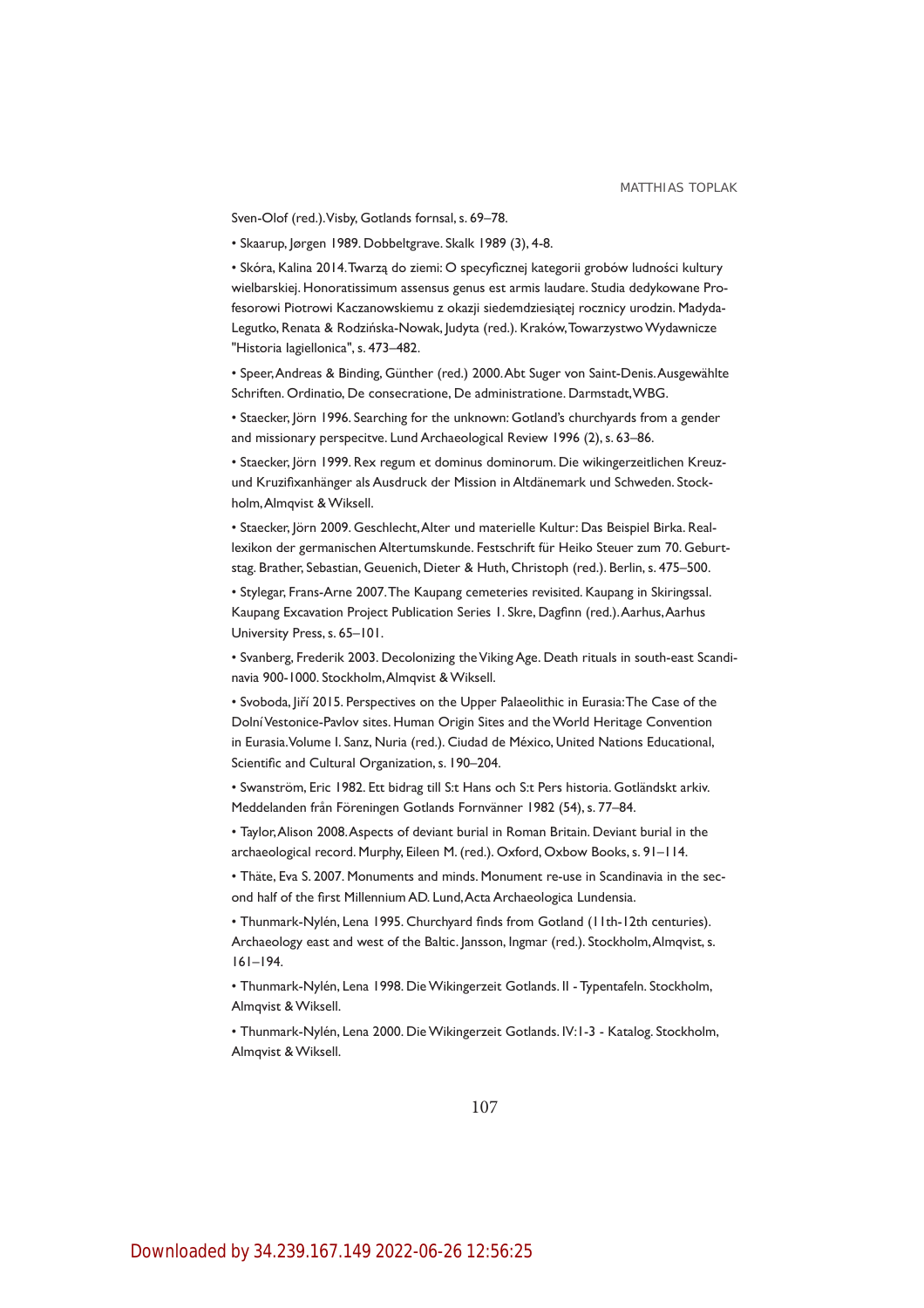Sven-Olof (red.). Visby, Gotlands fornsal, s. 69–78.

- Skaarup, Jørgen 1989. Dobbeltgrave. Skalk 1989 (3), 4-8.
- Skóra, Kalina 2014. Twarzą do ziemi: O specyficznej kategorii grobów ludności kultury wielbarskiej. Honoratissimum assensus genus est armis laudare. Studia dedykowane Profesorowi Piotrowi Kaczanowskiemu z okazji siedemdziesiątej rocznicy urodzin. Madyda-Legutko, Renata & Rodzińska-Nowak, Judyta (red.). Kraków, Towarzystwo Wydawnicze "Historia Iagiellonica", s. 473–482.
- Speer, Andreas & Binding, Günther (red.) 2000. Abt Suger von Saint-Denis. Ausgewählte Schriften. Ordinatio, De consecratione, De administratione. Darmstadt, WBG.
- Staecker, Jörn 1996. Searching for the unknown: Gotland's churchyards from a gender and missionary perspecitve. Lund Archaeological Review 1996 (2), s. 63–86.
- Staecker, Jörn 1999. Rex regum et dominus dominorum. Die wikingerzeitlichen Kreuz- und Kruzifixanhänger als Ausdruck der Mission in Altdänemark und Schweden. Stockholm, Almqvist & Wiksell.
- Staecker, Jörn 2009. Geschlecht, Alter und materielle Kultur: Das Beispiel Birka. Reallexikon der germanischen Altertumskunde. Festschrift für Heiko Steuer zum 70. Geburtstag. Brather, Sebastian, Geuenich, Dieter & Huth, Christoph (red.). Berlin, s. 475–500.
- Stylegar, Frans-Arne 2007. The Kaupang cemeteries revisited. Kaupang in Skiringssal. Kaupang Excavation Project Publication Series 1. Skre, Dagfinn (red.). Aarhus, Aarhus University Press, s. 65–101.
- Svanberg, Frederik 2003. Decolonizing the Viking Age. Death rituals in south-east Scandinavia 900-1000. Stockholm, Almqvist & Wiksell.
- Svoboda, Jiří 2015. Perspectives on the Upper Palaeolithic in Eurasia: The Case of the Dolní Vestonice-Pavlov sites. Human Origin Sites and the World Heritage Convention in Eurasia. Volume I. Sanz, Nuria (red.). Ciudad de México, United Nations Educational, Scientific and Cultural Organization, s. 190–204.
- Swanström, Eric 1982. Ett bidrag till S:t Hans och S:t Pers historia. Gotländskt arkiv. Meddelanden från Föreningen Gotlands Fornvänner 1982 (54), s. 77–84.
- Taylor, Alison 2008. Aspects of deviant burial in Roman Britain. Deviant burial in the archaeological record. Murphy, Eileen M. (red.). Oxford, Oxbow Books, s. 91–114.
- Thäte, Eva S. 2007. Monuments and minds. Monument re-use in Scandinavia in the second half of the first Millennium AD. Lund, Acta Archaeologica Lundensia.
- Thunmark-Nylén, Lena 1995. Churchyard finds from Gotland (11th-12th centuries). Archaeology east and west of the Baltic. Jansson, Ingmar (red.). Stockholm, Almqvist, s. 161–194.
- Thunmark-Nylén, Lena 1998. Die Wikingerzeit Gotlands. II - Typentafeln. Stockholm, Almqvist & Wiksell.
- Thunmark-Nylén, Lena 2000. Die Wikingerzeit Gotlands. IV:1-3 - Katalog. Stockholm, Almqvist & Wiksell.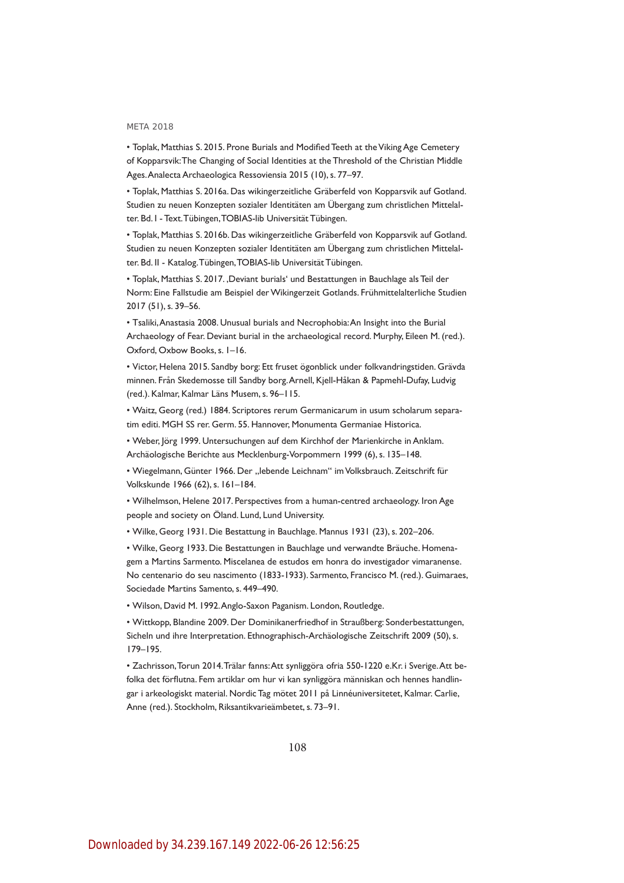- Toplak, Matthias S. 2015. Prone Burials and Modified Teeth at the Viking Age Cemetery of Kopparsvik: The Changing of Social Identities at the Threshold of the Christian Middle Ages. Analecta Archaeologica Ressoviensia 2015 (10), s. 77–97.
- Toplak, Matthias S. 2016a. Das wikingerzeitliche Gräberfeld von Kopparsvik auf Gotland. Studien zu neuen Konzepten sozialer Identitäten am Übergang zum christlichen Mittelalter. Bd. I - Text. Tübingen, TOBIAS-lib Universität Tübingen.
- Toplak, Matthias S. 2016b. Das wikingerzeitliche Gräberfeld von Kopparsvik auf Gotland. Studien zu neuen Konzepten sozialer Identitäten am Übergang zum christlichen Mittelalter. Bd. II - Katalog. Tübingen, TOBIAS-lib Universität Tübingen.
- Toplak, Matthias S. 2017. ‚Deviant burials' und Bestattungen in Bauchlage als Teil der Norm: Eine Fallstudie am Beispiel der Wikingerzeit Gotlands. Frühmittelalterliche Studien 2017 (51), s. 39–56.
- Tsaliki, Anastasia 2008. Unusual burials and Necrophobia: An Insight into the Burial Archaeology of Fear. Deviant burial in the archaeological record. Murphy, Eileen M. (red.). Oxford, Oxbow Books, s. 1–16.
- Victor, Helena 2015. Sandby borg: Ett fruset ögonblick under folkvandringstiden. Grävda minnen. Från Skedemosse till Sandby borg. Arnell, Kjell-Håkan & Papmehl-Dufay, Ludvig (red.). Kalmar, Kalmar Läns Musem, s. 96–115.
- Waitz, Georg (red.) 1884. Scriptores rerum Germanicarum in usum scholarum separatim editi. MGH SS rer. Germ. 55. Hannover, Monumenta Germaniae Historica.
- Weber, Jörg 1999. Untersuchungen auf dem Kirchhof der Marienkirche in Anklam. Archäologische Berichte aus Mecklenburg-Vorpommern 1999 (6), s. 135–148.
- Wiegelmann, Günter 1966. Der „lebende Leichnam" im Volksbrauch. Zeitschrift für Volkskunde 1966 (62), s. 161–184.
- Wilhelmson, Helene 2017. Perspectives from a human-centred archaeology. Iron Age people and society on Öland. Lund, Lund University.
- Wilke, Georg 1931. Die Bestattung in Bauchlage. Mannus 1931 (23), s. 202–206.
- Wilke, Georg 1933. Die Bestattungen in Bauchlage und verwandte Bräuche. Homenagem a Martins Sarmento. Miscelanea de estudos em honra do investigador vimaranense. No centenario do seu nascimento (1833-1933). Sarmento, Francisco M. (red.). Guimaraes, Sociedade Martins Samento, s. 449–490.
- Wilson, David M. 1992. Anglo-Saxon Paganism. London, Routledge.
- Wittkopp, Blandine 2009. Der Dominikanerfriedhof in Straußberg: Sonderbestattungen, Sicheln und ihre Interpretation. Ethnographisch-Archäologische Zeitschrift 2009 (50), s. 179–195.
- Zachrisson, Torun 2014. Trälar fanns: Att synliggöra ofria 550-1220 e.Kr. i Sverige. Att befolka det förflutna. Fem artiklar om hur vi kan synliggöra människan och hennes handlingar i arkeologiskt material. Nordic Tag mötet 2011 på Linnéuniversitetet, Kalmar. Carlie, Anne (red.). Stockholm, Riksantikvarieämbetet, s. 73–91.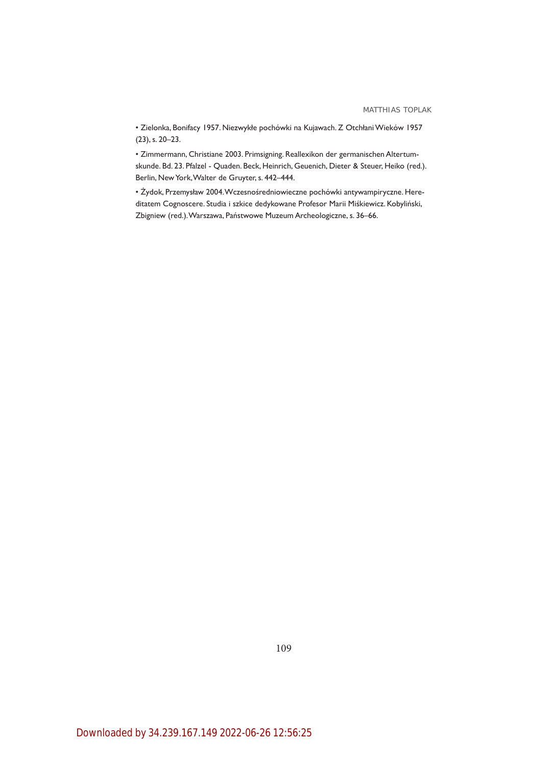- Zielonka, Bonifacy 1957. Niezwykłe pochówki na Kujawach. Z Otchłani Wieków 1957 (23), s. 20–23.
- Zimmermann, Christiane 2003. Primsigning. Reallexikon der germanischen Altertumskunde. Bd. 23. Pfalzel - Quaden. Beck, Heinrich, Geuenich, Dieter & Steuer, Heiko (red.). Berlin, New York, Walter de Gruyter, s. 442–444.
- Żydok, Przemysław 2004. Wczesnośredniowieczne pochówki antywampiryczne. Hereditatem Cognoscere. Studia i szkice dedykowane Profesor Marii Miśkiewicz. Kobyliński, Zbigniew (red.). Warszawa, Państwowe Muzeum Archeologiczne, s. 36–66.